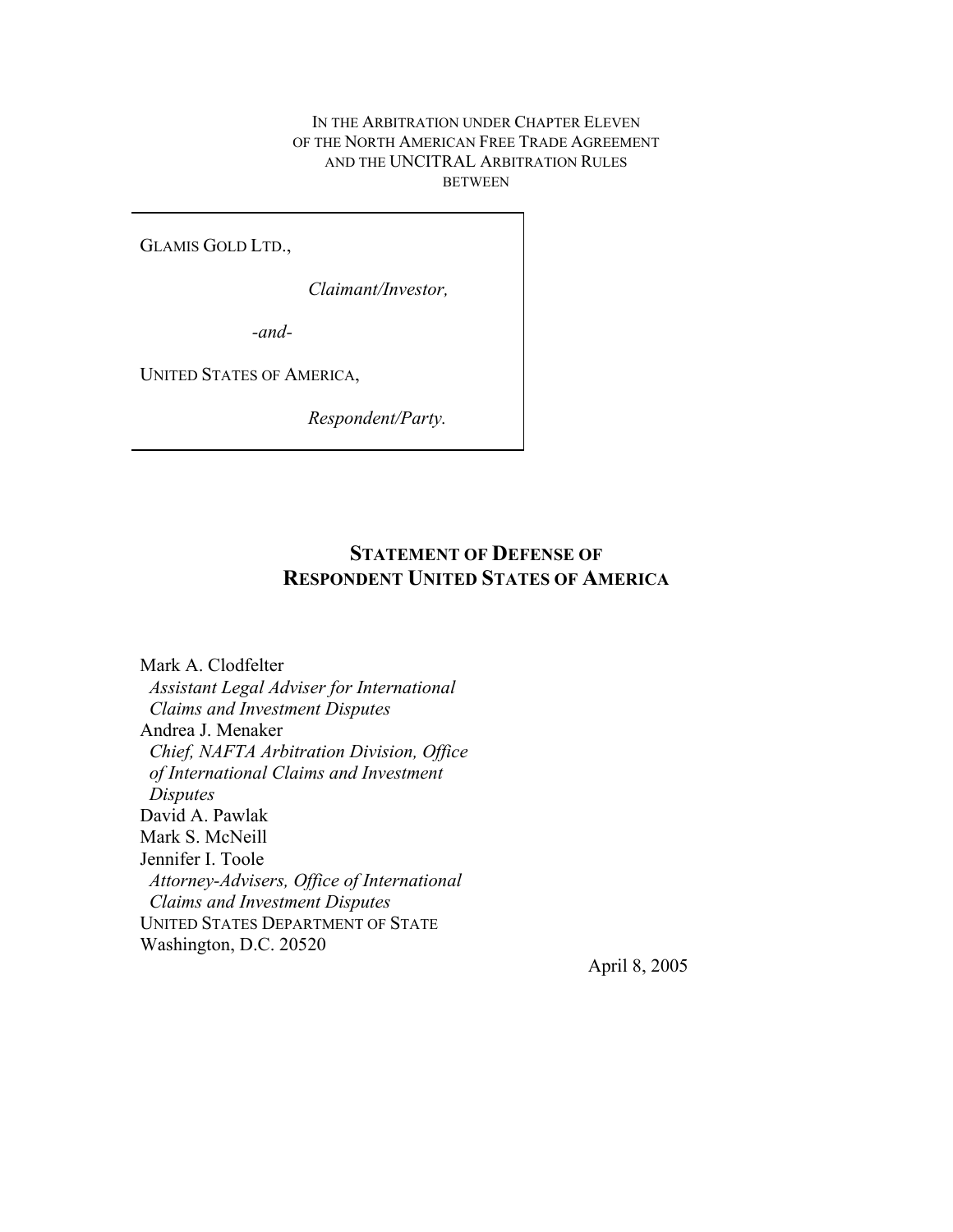IN THE ARBITRATION UNDER CHAPTER ELEVEN
OF THE NORTH AMERICAN FREE TRADE AGREEMENT
AND THE UNCITRAL ARBITRATION RULES
BETWEEN

GLAMIS GOLD LTD.,

*Claimant/Investor,*

*-and-*

UNITED STATES OF AMERICA,

*Respondent/Party.*

# STATEMENT OF DEFENSE OF RESPONDENT UNITED STATES OF AMERICA

Mark A. Clodfelter
*Assistant Legal Adviser for International Claims and Investment Disputes*
Andrea J. Menaker
*Chief, NAFTA Arbitration Division, Office of International Claims and Investment Disputes*
David A. Pawlak
Mark S. McNeill
Jennifer I. Toole
*Attorney-Advisers, Office of International Claims and Investment Disputes*
UNITED STATES DEPARTMENT OF STATE
Washington, D.C. 20520

April 8, 2005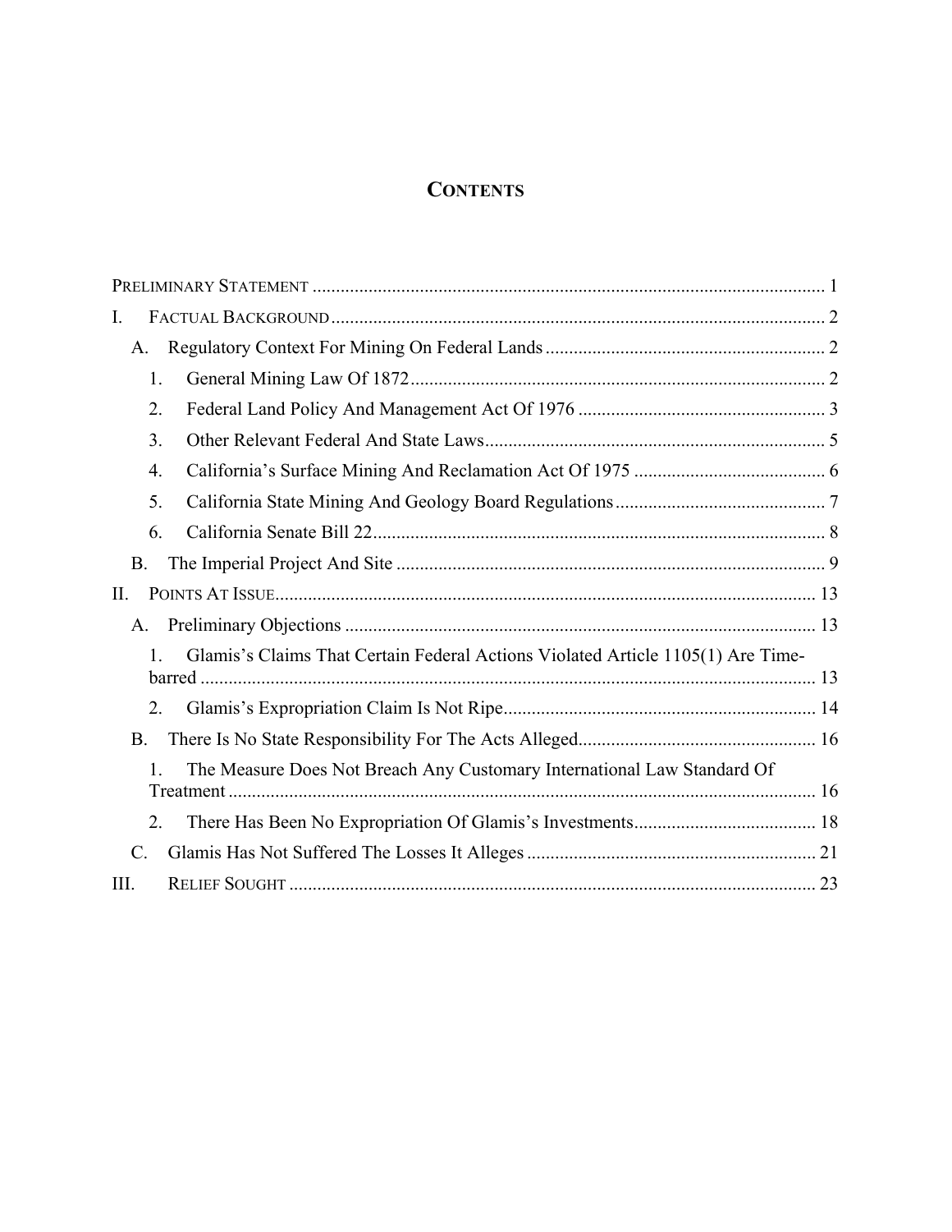# Contents

- Preliminary Statement ..... 1
- I. Factual Background ..... 2
  - A. Regulatory Context For Mining On Federal Lands ..... 2
    - 1. General Mining Law Of 1872 ..... 2
    - 2. Federal Land Policy And Management Act Of 1976 ..... 3
    - 3. Other Relevant Federal And State Laws ..... 5
    - 4. California's Surface Mining And Reclamation Act Of 1975 ..... 6
    - 5. California State Mining And Geology Board Regulations ..... 7
    - 6. California Senate Bill 22 ..... 8
  - B. The Imperial Project And Site ..... 9
- II. Points At Issue ..... 13
  - A. Preliminary Objections ..... 13
    - 1. Glamis's Claims That Certain Federal Actions Violated Article 1105(1) Are Time-barred ..... 13
    - 2. Glamis's Expropriation Claim Is Not Ripe ..... 14
  - B. There Is No State Responsibility For The Acts Alleged ..... 16
    - 1. The Measure Does Not Breach Any Customary International Law Standard Of Treatment ..... 16
    - 2. There Has Been No Expropriation Of Glamis's Investments ..... 18
  - C. Glamis Has Not Suffered The Losses It Alleges ..... 21
- III. Relief Sought ..... 23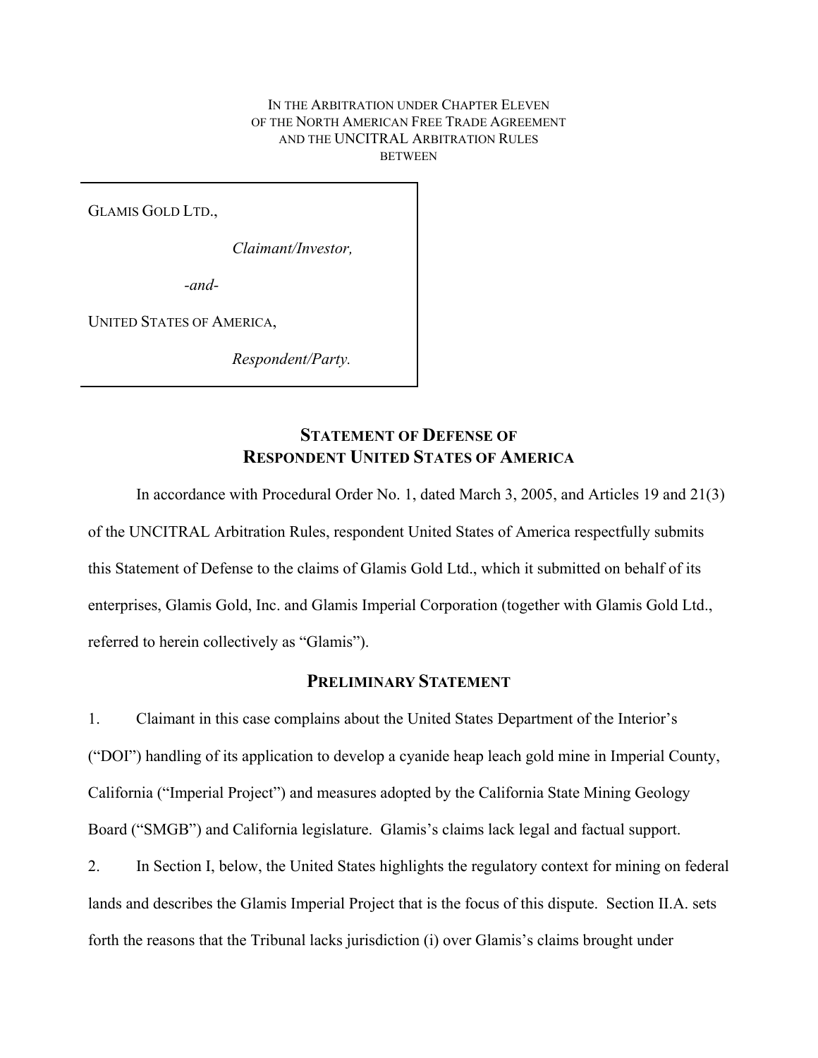IN THE ARBITRATION UNDER CHAPTER ELEVEN
OF THE NORTH AMERICAN FREE TRADE AGREEMENT
AND THE UNCITRAL ARBITRATION RULES
BETWEEN

GLAMIS GOLD LTD.,

*Claimant/Investor,*

*-and-*

UNITED STATES OF AMERICA,

*Respondent/Party.*

## STATEMENT OF DEFENSE OF RESPONDENT UNITED STATES OF AMERICA

In accordance with Procedural Order No. 1, dated March 3, 2005, and Articles 19 and 21(3) of the UNCITRAL Arbitration Rules, respondent United States of America respectfully submits this Statement of Defense to the claims of Glamis Gold Ltd., which it submitted on behalf of its enterprises, Glamis Gold, Inc. and Glamis Imperial Corporation (together with Glamis Gold Ltd., referred to herein collectively as "Glamis").

## PRELIMINARY STATEMENT

1. Claimant in this case complains about the United States Department of the Interior's ("DOI") handling of its application to develop a cyanide heap leach gold mine in Imperial County, California ("Imperial Project") and measures adopted by the California State Mining Geology Board ("SMGB") and California legislature. Glamis's claims lack legal and factual support.

2. In Section I, below, the United States highlights the regulatory context for mining on federal lands and describes the Glamis Imperial Project that is the focus of this dispute. Section II.A. sets forth the reasons that the Tribunal lacks jurisdiction (i) over Glamis's claims brought under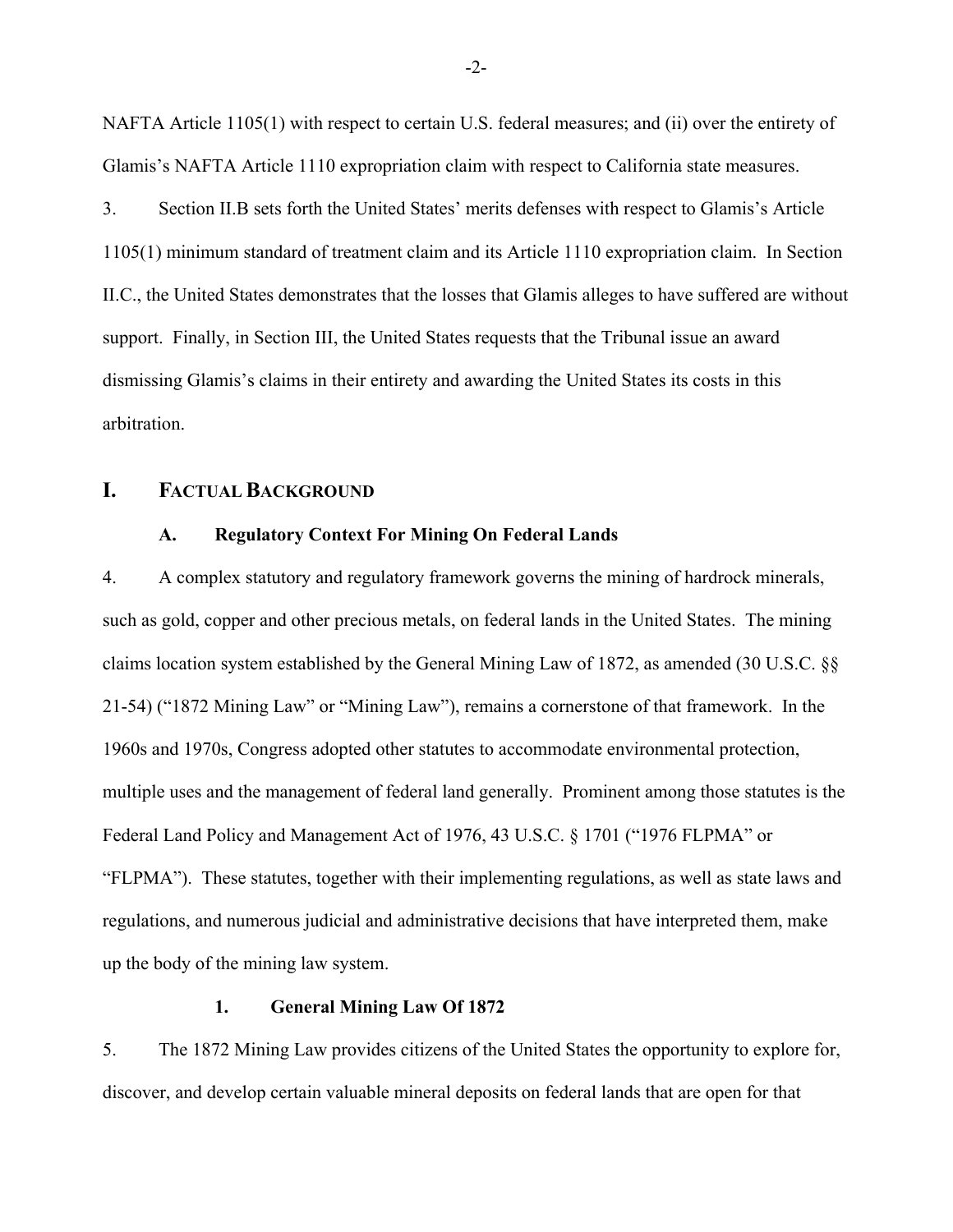NAFTA Article 1105(1) with respect to certain U.S. federal measures; and (ii) over the entirety of Glamis's NAFTA Article 1110 expropriation claim with respect to California state measures.

3. Section II.B sets forth the United States' merits defenses with respect to Glamis's Article 1105(1) minimum standard of treatment claim and its Article 1110 expropriation claim. In Section II.C., the United States demonstrates that the losses that Glamis alleges to have suffered are without support. Finally, in Section III, the United States requests that the Tribunal issue an award dismissing Glamis's claims in their entirety and awarding the United States its costs in this arbitration.

# I. FACTUAL BACKGROUND

## A. Regulatory Context For Mining On Federal Lands

4. A complex statutory and regulatory framework governs the mining of hardrock minerals, such as gold, copper and other precious metals, on federal lands in the United States. The mining claims location system established by the General Mining Law of 1872, as amended (30 U.S.C. §§ 21-54) ("1872 Mining Law" or "Mining Law"), remains a cornerstone of that framework. In the 1960s and 1970s, Congress adopted other statutes to accommodate environmental protection, multiple uses and the management of federal land generally. Prominent among those statutes is the Federal Land Policy and Management Act of 1976, 43 U.S.C. § 1701 ("1976 FLPMA" or "FLPMA"). These statutes, together with their implementing regulations, as well as state laws and regulations, and numerous judicial and administrative decisions that have interpreted them, make up the body of the mining law system.

### 1. General Mining Law Of 1872

5. The 1872 Mining Law provides citizens of the United States the opportunity to explore for, discover, and develop certain valuable mineral deposits on federal lands that are open for that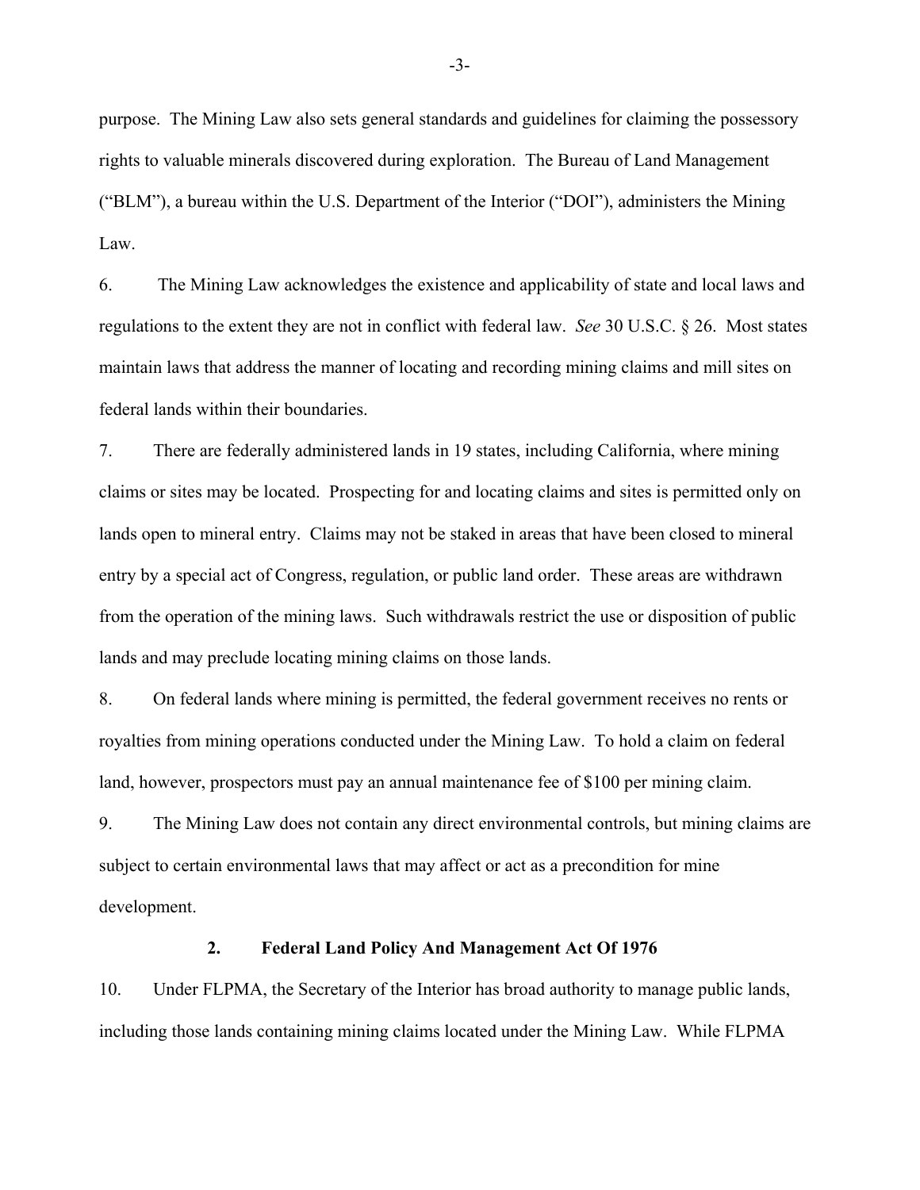purpose. The Mining Law also sets general standards and guidelines for claiming the possessory rights to valuable minerals discovered during exploration. The Bureau of Land Management ("BLM"), a bureau within the U.S. Department of the Interior ("DOI"), administers the Mining Law.

6. The Mining Law acknowledges the existence and applicability of state and local laws and regulations to the extent they are not in conflict with federal law. *See* 30 U.S.C. § 26. Most states maintain laws that address the manner of locating and recording mining claims and mill sites on federal lands within their boundaries.

7. There are federally administered lands in 19 states, including California, where mining claims or sites may be located. Prospecting for and locating claims and sites is permitted only on lands open to mineral entry. Claims may not be staked in areas that have been closed to mineral entry by a special act of Congress, regulation, or public land order. These areas are withdrawn from the operation of the mining laws. Such withdrawals restrict the use or disposition of public lands and may preclude locating mining claims on those lands.

8. On federal lands where mining is permitted, the federal government receives no rents or royalties from mining operations conducted under the Mining Law. To hold a claim on federal land, however, prospectors must pay an annual maintenance fee of $100 per mining claim.

9. The Mining Law does not contain any direct environmental controls, but mining claims are subject to certain environmental laws that may affect or act as a precondition for mine development.

### 2. Federal Land Policy And Management Act Of 1976

10. Under FLPMA, the Secretary of the Interior has broad authority to manage public lands, including those lands containing mining claims located under the Mining Law. While FLPMA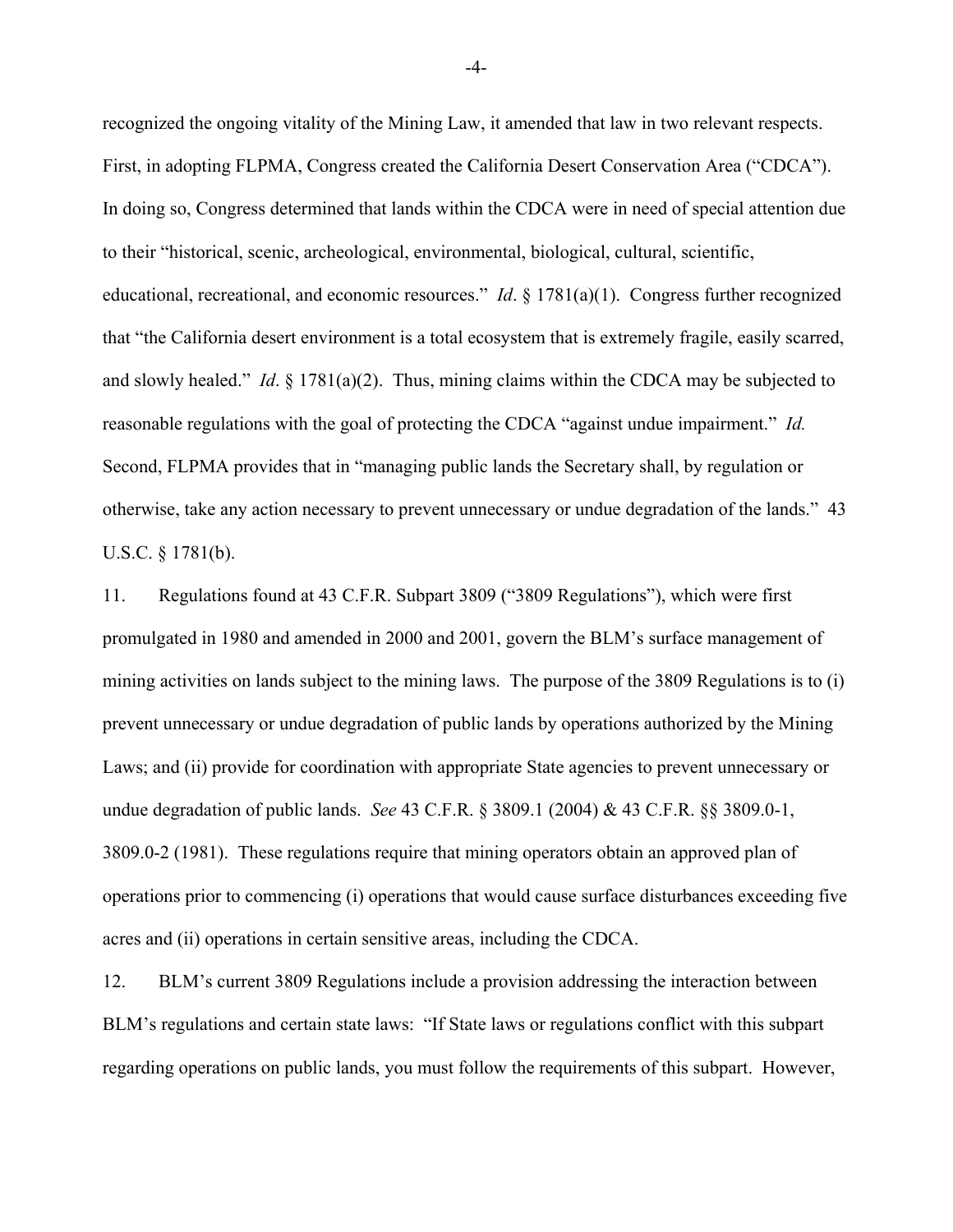recognized the ongoing vitality of the Mining Law, it amended that law in two relevant respects. First, in adopting FLPMA, Congress created the California Desert Conservation Area ("CDCA"). In doing so, Congress determined that lands within the CDCA were in need of special attention due to their "historical, scenic, archeological, environmental, biological, cultural, scientific, educational, recreational, and economic resources." *Id*. § 1781(a)(1). Congress further recognized that "the California desert environment is a total ecosystem that is extremely fragile, easily scarred, and slowly healed." *Id*. § 1781(a)(2). Thus, mining claims within the CDCA may be subjected to reasonable regulations with the goal of protecting the CDCA "against undue impairment." *Id.* Second, FLPMA provides that in "managing public lands the Secretary shall, by regulation or otherwise, take any action necessary to prevent unnecessary or undue degradation of the lands." 43 U.S.C. § 1781(b).

11. Regulations found at 43 C.F.R. Subpart 3809 ("3809 Regulations"), which were first promulgated in 1980 and amended in 2000 and 2001, govern the BLM's surface management of mining activities on lands subject to the mining laws. The purpose of the 3809 Regulations is to (i) prevent unnecessary or undue degradation of public lands by operations authorized by the Mining Laws; and (ii) provide for coordination with appropriate State agencies to prevent unnecessary or undue degradation of public lands. *See* 43 C.F.R. § 3809.1 (2004) & 43 C.F.R. §§ 3809.0-1, 3809.0-2 (1981). These regulations require that mining operators obtain an approved plan of operations prior to commencing (i) operations that would cause surface disturbances exceeding five acres and (ii) operations in certain sensitive areas, including the CDCA.

12. BLM's current 3809 Regulations include a provision addressing the interaction between BLM's regulations and certain state laws: "If State laws or regulations conflict with this subpart regarding operations on public lands, you must follow the requirements of this subpart. However,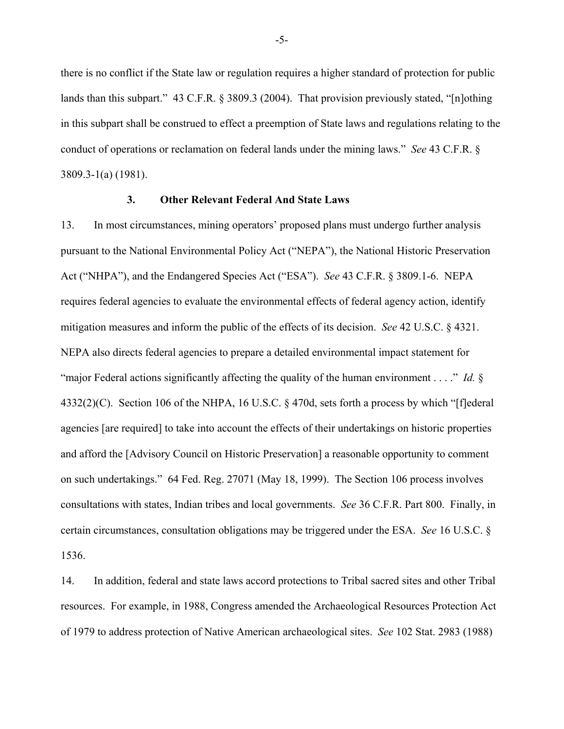there is no conflict if the State law or regulation requires a higher standard of protection for public lands than this subpart." 43 C.F.R. § 3809.3 (2004). That provision previously stated, "[n]othing in this subpart shall be construed to effect a preemption of State laws and regulations relating to the conduct of operations or reclamation on federal lands under the mining laws." *See* 43 C.F.R. § 3809.3-1(a) (1981).

### 3. Other Relevant Federal And State Laws

13. In most circumstances, mining operators' proposed plans must undergo further analysis pursuant to the National Environmental Policy Act ("NEPA"), the National Historic Preservation Act ("NHPA"), and the Endangered Species Act ("ESA"). *See* 43 C.F.R. § 3809.1-6. NEPA requires federal agencies to evaluate the environmental effects of federal agency action, identify mitigation measures and inform the public of the effects of its decision. *See* 42 U.S.C. § 4321. NEPA also directs federal agencies to prepare a detailed environmental impact statement for "major Federal actions significantly affecting the quality of the human environment . . . ." *Id.* § 4332(2)(C). Section 106 of the NHPA, 16 U.S.C. § 470d, sets forth a process by which "[f]ederal agencies [are required] to take into account the effects of their undertakings on historic properties and afford the [Advisory Council on Historic Preservation] a reasonable opportunity to comment on such undertakings." 64 Fed. Reg. 27071 (May 18, 1999). The Section 106 process involves consultations with states, Indian tribes and local governments. *See* 36 C.F.R. Part 800. Finally, in certain circumstances, consultation obligations may be triggered under the ESA. *See* 16 U.S.C. § 1536.

14. In addition, federal and state laws accord protections to Tribal sacred sites and other Tribal resources. For example, in 1988, Congress amended the Archaeological Resources Protection Act of 1979 to address protection of Native American archaeological sites. *See* 102 Stat. 2983 (1988)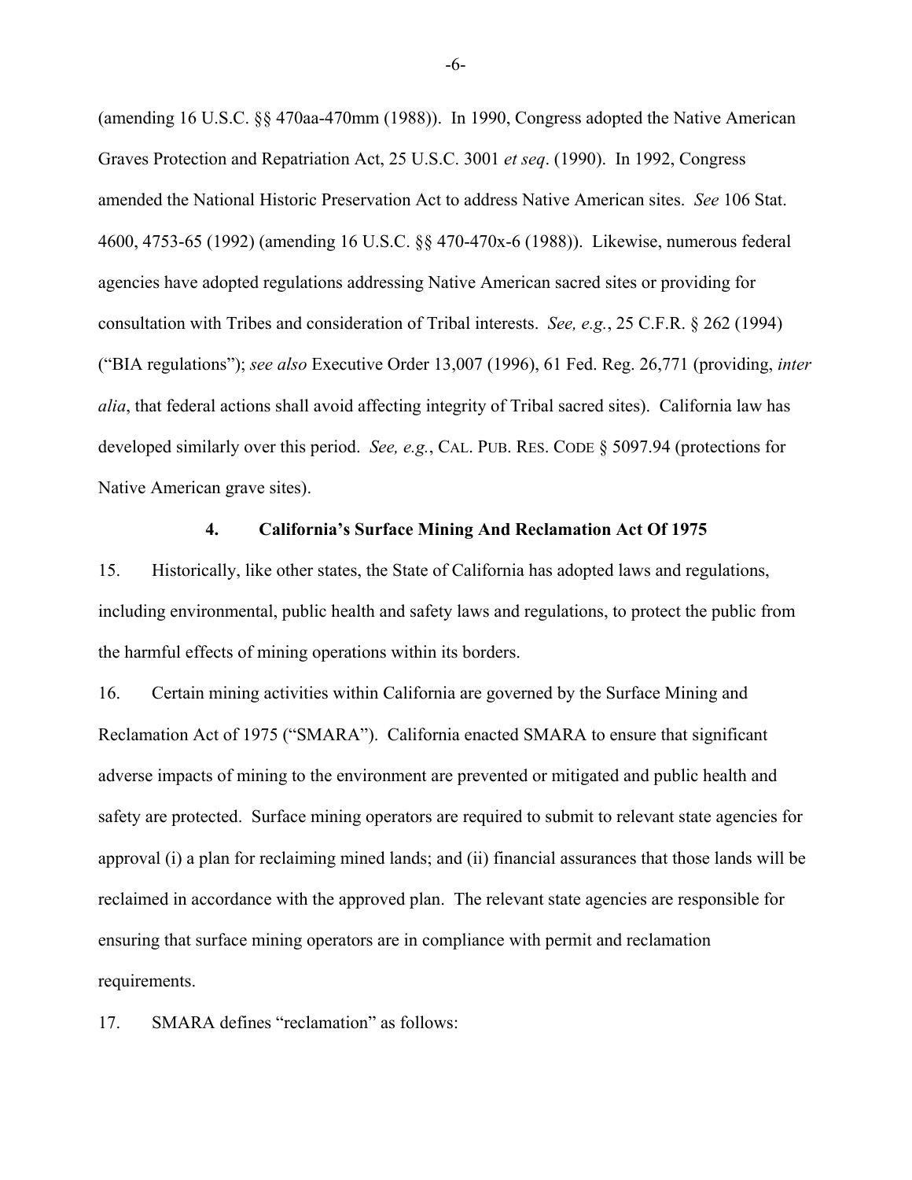(amending 16 U.S.C. §§ 470aa-470mm (1988)). In 1990, Congress adopted the Native American Graves Protection and Repatriation Act, 25 U.S.C. 3001 *et seq*. (1990). In 1992, Congress amended the National Historic Preservation Act to address Native American sites. *See* 106 Stat. 4600, 4753-65 (1992) (amending 16 U.S.C. §§ 470-470x-6 (1988)). Likewise, numerous federal agencies have adopted regulations addressing Native American sacred sites or providing for consultation with Tribes and consideration of Tribal interests. *See, e.g.*, 25 C.F.R. § 262 (1994) ("BIA regulations"); *see also* Executive Order 13,007 (1996), 61 Fed. Reg. 26,771 (providing, *inter alia*, that federal actions shall avoid affecting integrity of Tribal sacred sites). California law has developed similarly over this period. *See, e.g.*, CAL. PUB. RES. CODE § 5097.94 (protections for Native American grave sites).

### 4. California's Surface Mining And Reclamation Act Of 1975

15. Historically, like other states, the State of California has adopted laws and regulations, including environmental, public health and safety laws and regulations, to protect the public from the harmful effects of mining operations within its borders.

16. Certain mining activities within California are governed by the Surface Mining and Reclamation Act of 1975 ("SMARA"). California enacted SMARA to ensure that significant adverse impacts of mining to the environment are prevented or mitigated and public health and safety are protected. Surface mining operators are required to submit to relevant state agencies for approval (i) a plan for reclaiming mined lands; and (ii) financial assurances that those lands will be reclaimed in accordance with the approved plan. The relevant state agencies are responsible for ensuring that surface mining operators are in compliance with permit and reclamation requirements.

17. SMARA defines "reclamation" as follows: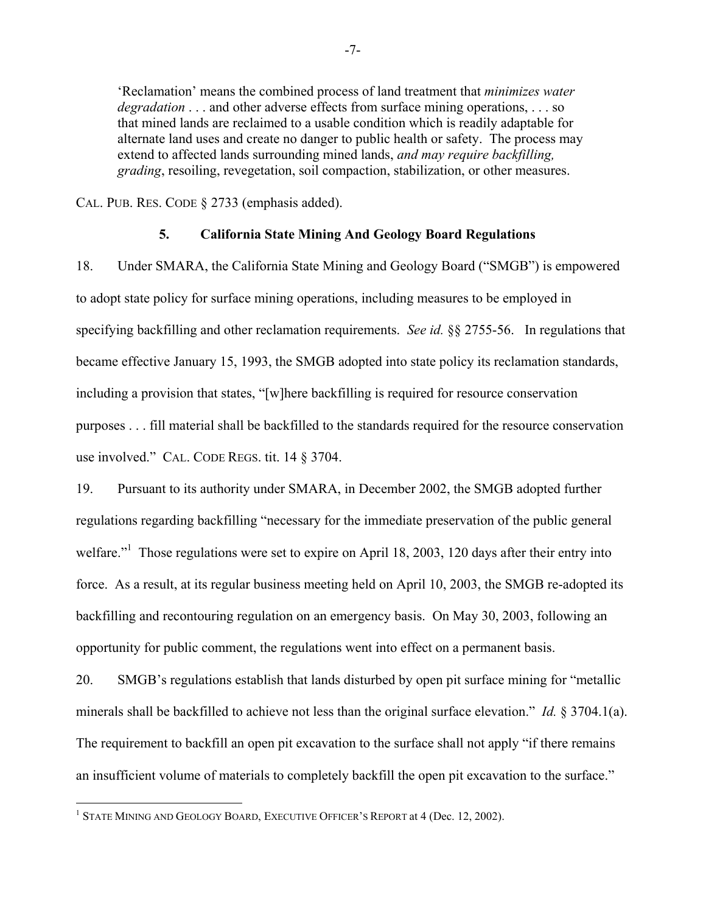> 'Reclamation' means the combined process of land treatment that *minimizes water degradation* . . . and other adverse effects from surface mining operations, . . . so that mined lands are reclaimed to a usable condition which is readily adaptable for alternate land uses and create no danger to public health or safety. The process may extend to affected lands surrounding mined lands, *and may require backfilling, grading*, resoiling, revegetation, soil compaction, stabilization, or other measures.

CAL. PUB. RES. CODE § 2733 (emphasis added).

### 5. California State Mining And Geology Board Regulations

18. Under SMARA, the California State Mining and Geology Board ("SMGB") is empowered to adopt state policy for surface mining operations, including measures to be employed in specifying backfilling and other reclamation requirements. *See id.* §§ 2755-56. In regulations that became effective January 15, 1993, the SMGB adopted into state policy its reclamation standards, including a provision that states, "[w]here backfilling is required for resource conservation purposes . . . fill material shall be backfilled to the standards required for the resource conservation use involved." CAL. CODE REGS. tit. 14 § 3704.

19. Pursuant to its authority under SMARA, in December 2002, the SMGB adopted further regulations regarding backfilling "necessary for the immediate preservation of the public general welfare."[1] Those regulations were set to expire on April 18, 2003, 120 days after their entry into force. As a result, at its regular business meeting held on April 10, 2003, the SMGB re-adopted its backfilling and recontouring regulation on an emergency basis. On May 30, 2003, following an opportunity for public comment, the regulations went into effect on a permanent basis.

20. SMGB's regulations establish that lands disturbed by open pit surface mining for "metallic minerals shall be backfilled to achieve not less than the original surface elevation." *Id.* § 3704.1(a). The requirement to backfill an open pit excavation to the surface shall not apply "if there remains an insufficient volume of materials to completely backfill the open pit excavation to the surface."

[1] STATE MINING AND GEOLOGY BOARD, EXECUTIVE OFFICER'S REPORT at 4 (Dec. 12, 2002).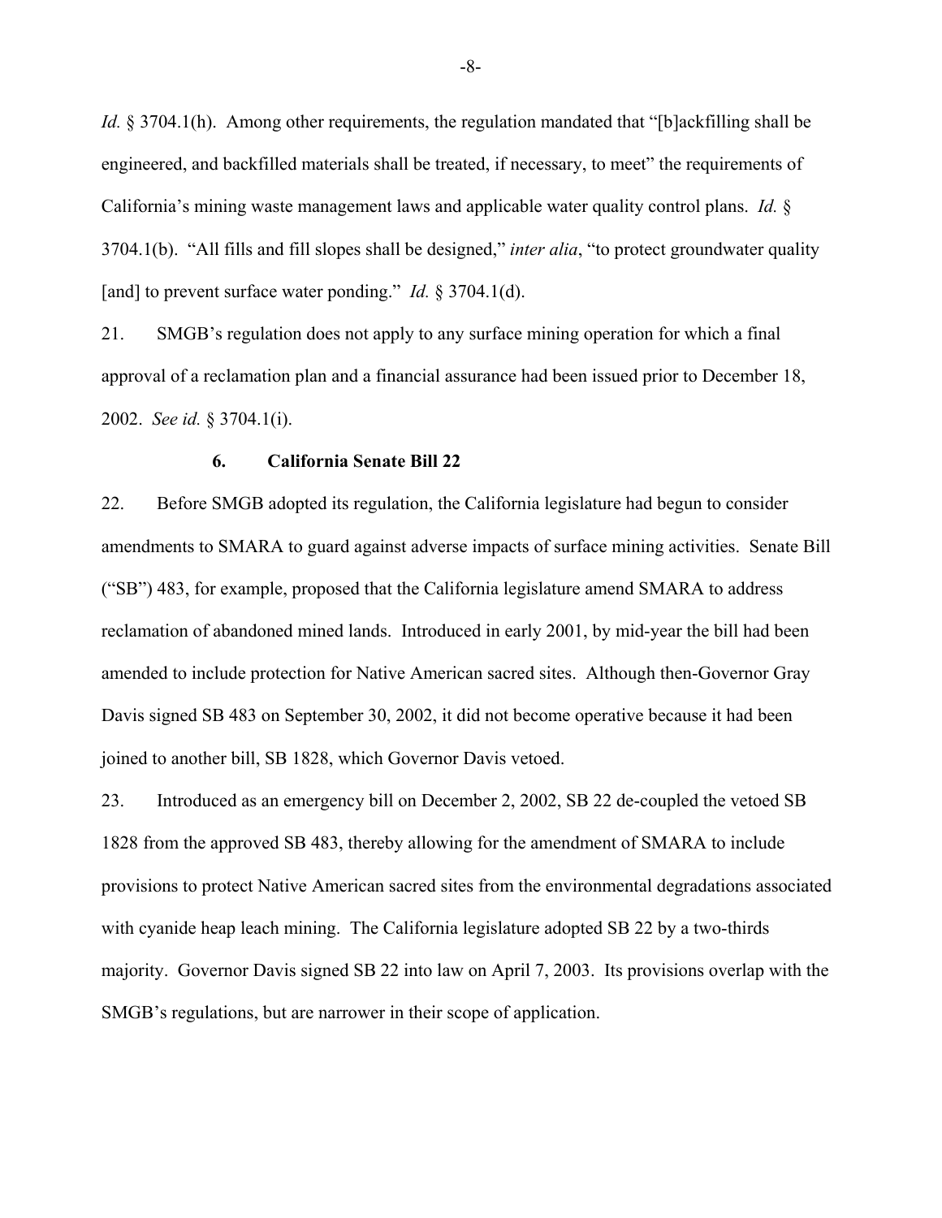*Id.* § 3704.1(h). Among other requirements, the regulation mandated that "[b]ackfilling shall be engineered, and backfilled materials shall be treated, if necessary, to meet" the requirements of California's mining waste management laws and applicable water quality control plans. *Id.* § 3704.1(b). "All fills and fill slopes shall be designed," *inter alia*, "to protect groundwater quality [and] to prevent surface water ponding." *Id.* § 3704.1(d).

21. SMGB's regulation does not apply to any surface mining operation for which a final approval of a reclamation plan and a financial assurance had been issued prior to December 18, 2002. *See id.* § 3704.1(i).

### 6. California Senate Bill 22

22. Before SMGB adopted its regulation, the California legislature had begun to consider amendments to SMARA to guard against adverse impacts of surface mining activities. Senate Bill ("SB") 483, for example, proposed that the California legislature amend SMARA to address reclamation of abandoned mined lands. Introduced in early 2001, by mid-year the bill had been amended to include protection for Native American sacred sites. Although then-Governor Gray Davis signed SB 483 on September 30, 2002, it did not become operative because it had been joined to another bill, SB 1828, which Governor Davis vetoed.

23. Introduced as an emergency bill on December 2, 2002, SB 22 de-coupled the vetoed SB 1828 from the approved SB 483, thereby allowing for the amendment of SMARA to include provisions to protect Native American sacred sites from the environmental degradations associated with cyanide heap leach mining. The California legislature adopted SB 22 by a two-thirds majority. Governor Davis signed SB 22 into law on April 7, 2003. Its provisions overlap with the SMGB's regulations, but are narrower in their scope of application.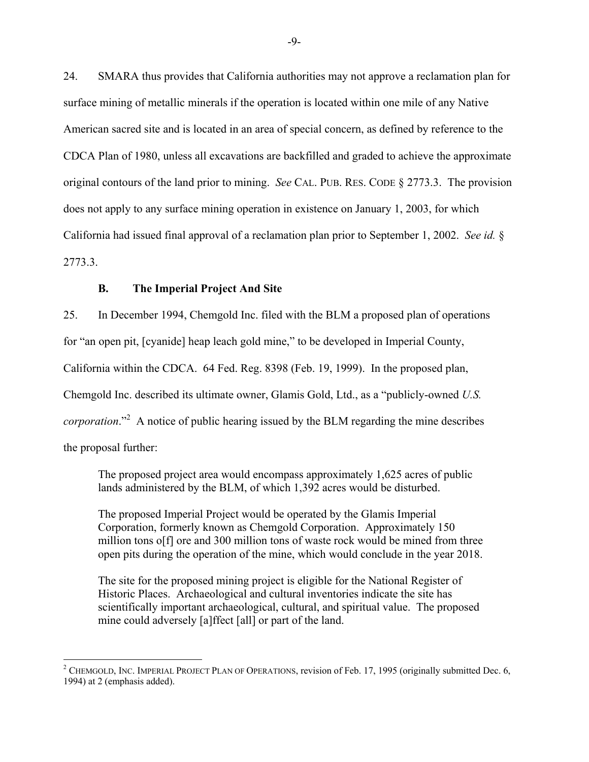24. SMARA thus provides that California authorities may not approve a reclamation plan for surface mining of metallic minerals if the operation is located within one mile of any Native American sacred site and is located in an area of special concern, as defined by reference to the CDCA Plan of 1980, unless all excavations are backfilled and graded to achieve the approximate original contours of the land prior to mining. *See* CAL. PUB. RES. CODE § 2773.3. The provision does not apply to any surface mining operation in existence on January 1, 2003, for which California had issued final approval of a reclamation plan prior to September 1, 2002. *See id.* § 2773.3.

### B. The Imperial Project And Site

25. In December 1994, Chemgold Inc. filed with the BLM a proposed plan of operations for "an open pit, [cyanide] heap leach gold mine," to be developed in Imperial County, California within the CDCA. 64 Fed. Reg. 8398 (Feb. 19, 1999). In the proposed plan, Chemgold Inc. described its ultimate owner, Glamis Gold, Ltd., as a "publicly-owned *U.S. corporation*."[2] A notice of public hearing issued by the BLM regarding the mine describes the proposal further:

> The proposed project area would encompass approximately 1,625 acres of public lands administered by the BLM, of which 1,392 acres would be disturbed.
>
> The proposed Imperial Project would be operated by the Glamis Imperial Corporation, formerly known as Chemgold Corporation. Approximately 150 million tons o[f] ore and 300 million tons of waste rock would be mined from three open pits during the operation of the mine, which would conclude in the year 2018.
>
> The site for the proposed mining project is eligible for the National Register of Historic Places. Archaeological and cultural inventories indicate the site has scientifically important archaeological, cultural, and spiritual value. The proposed mine could adversely [a]ffect [all] or part of the land.

---

[2] CHEMGOLD, INC. IMPERIAL PROJECT PLAN OF OPERATIONS, revision of Feb. 17, 1995 (originally submitted Dec. 6, 1994) at 2 (emphasis added).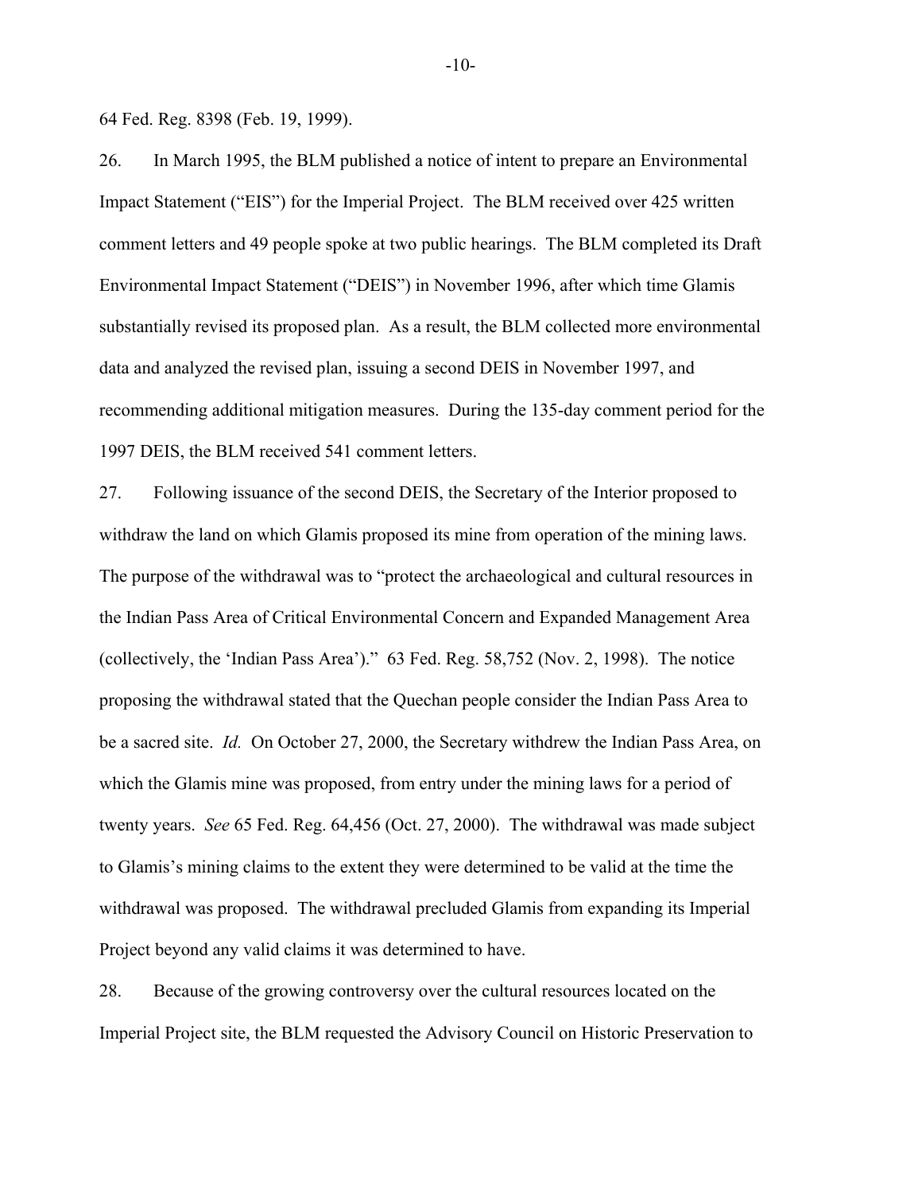64 Fed. Reg. 8398 (Feb. 19, 1999).

26. In March 1995, the BLM published a notice of intent to prepare an Environmental Impact Statement ("EIS") for the Imperial Project. The BLM received over 425 written comment letters and 49 people spoke at two public hearings. The BLM completed its Draft Environmental Impact Statement ("DEIS") in November 1996, after which time Glamis substantially revised its proposed plan. As a result, the BLM collected more environmental data and analyzed the revised plan, issuing a second DEIS in November 1997, and recommending additional mitigation measures. During the 135-day comment period for the 1997 DEIS, the BLM received 541 comment letters.

27. Following issuance of the second DEIS, the Secretary of the Interior proposed to withdraw the land on which Glamis proposed its mine from operation of the mining laws. The purpose of the withdrawal was to "protect the archaeological and cultural resources in the Indian Pass Area of Critical Environmental Concern and Expanded Management Area (collectively, the 'Indian Pass Area')." 63 Fed. Reg. 58,752 (Nov. 2, 1998). The notice proposing the withdrawal stated that the Quechan people consider the Indian Pass Area to be a sacred site. *Id.* On October 27, 2000, the Secretary withdrew the Indian Pass Area, on which the Glamis mine was proposed, from entry under the mining laws for a period of twenty years. *See* 65 Fed. Reg. 64,456 (Oct. 27, 2000). The withdrawal was made subject to Glamis's mining claims to the extent they were determined to be valid at the time the withdrawal was proposed. The withdrawal precluded Glamis from expanding its Imperial Project beyond any valid claims it was determined to have.

28. Because of the growing controversy over the cultural resources located on the Imperial Project site, the BLM requested the Advisory Council on Historic Preservation to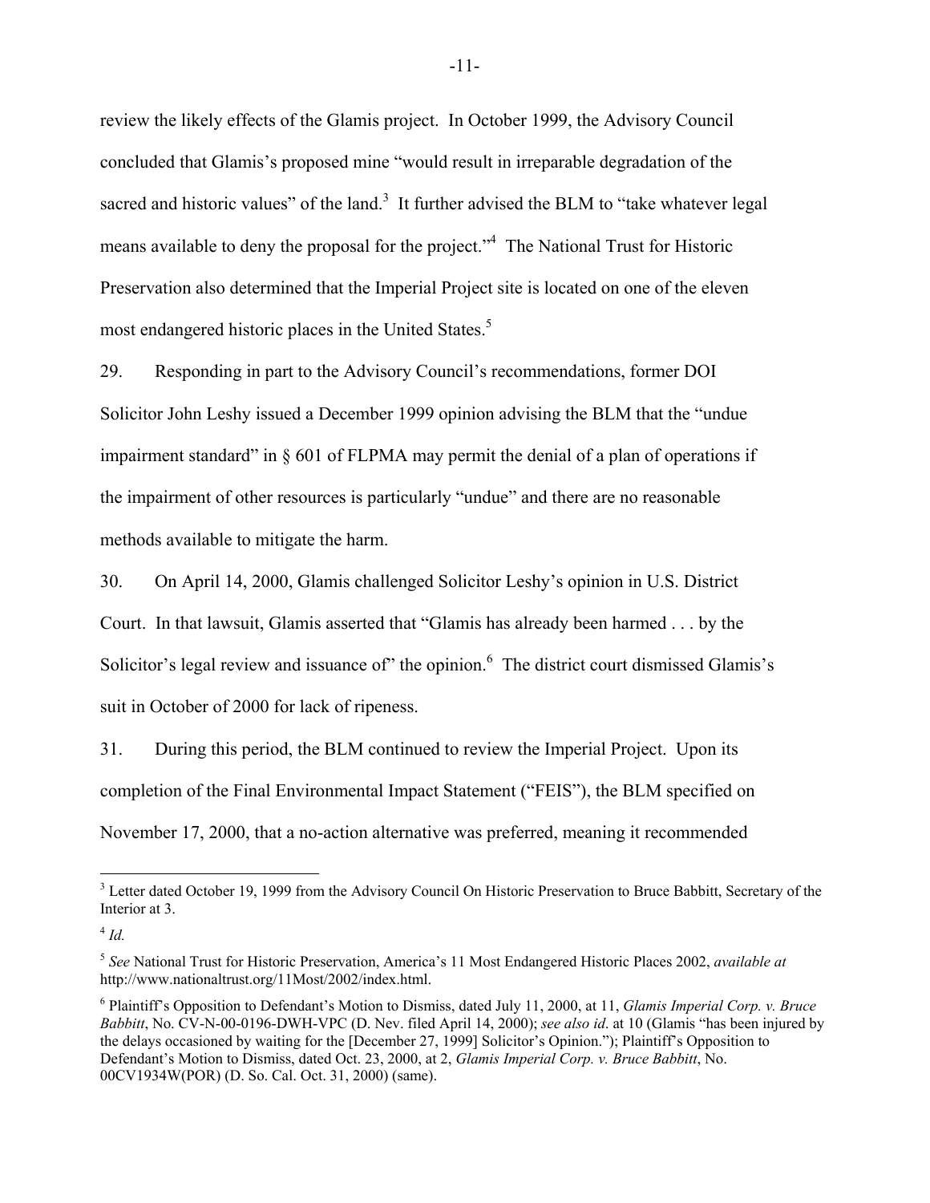review the likely effects of the Glamis project. In October 1999, the Advisory Council concluded that Glamis's proposed mine "would result in irreparable degradation of the sacred and historic values" of the land.[3] It further advised the BLM to "take whatever legal means available to deny the proposal for the project."[4] The National Trust for Historic Preservation also determined that the Imperial Project site is located on one of the eleven most endangered historic places in the United States.[5]

29. Responding in part to the Advisory Council's recommendations, former DOI Solicitor John Leshy issued a December 1999 opinion advising the BLM that the "undue impairment standard" in § 601 of FLPMA may permit the denial of a plan of operations if the impairment of other resources is particularly "undue" and there are no reasonable methods available to mitigate the harm.

30. On April 14, 2000, Glamis challenged Solicitor Leshy's opinion in U.S. District Court. In that lawsuit, Glamis asserted that "Glamis has already been harmed . . . by the Solicitor's legal review and issuance of" the opinion.[6] The district court dismissed Glamis's suit in October of 2000 for lack of ripeness.

31. During this period, the BLM continued to review the Imperial Project. Upon its completion of the Final Environmental Impact Statement ("FEIS"), the BLM specified on November 17, 2000, that a no-action alternative was preferred, meaning it recommended

---

[3] Letter dated October 19, 1999 from the Advisory Council On Historic Preservation to Bruce Babbitt, Secretary of the Interior at 3.

[4] *Id.*

[5] *See* National Trust for Historic Preservation, America's 11 Most Endangered Historic Places 2002, *available at* http://www.nationaltrust.org/11Most/2002/index.html.

[6] Plaintiff's Opposition to Defendant's Motion to Dismiss, dated July 11, 2000, at 11, *Glamis Imperial Corp. v. Bruce Babbitt*, No. CV-N-00-0196-DWH-VPC (D. Nev. filed April 14, 2000); *see also id*. at 10 (Glamis "has been injured by the delays occasioned by waiting for the [December 27, 1999] Solicitor's Opinion."); Plaintiff's Opposition to Defendant's Motion to Dismiss, dated Oct. 23, 2000, at 2, *Glamis Imperial Corp. v. Bruce Babbitt*, No. 00CV1934W(POR) (D. So. Cal. Oct. 31, 2000) (same).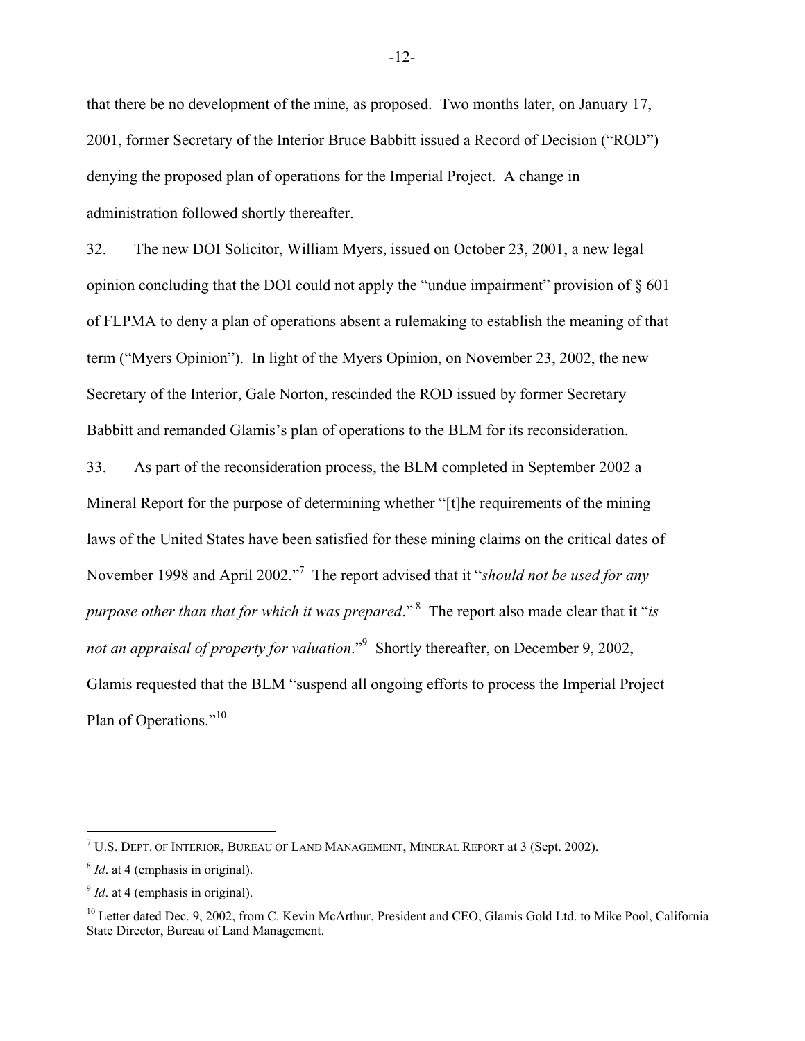that there be no development of the mine, as proposed. Two months later, on January 17, 2001, former Secretary of the Interior Bruce Babbitt issued a Record of Decision ("ROD") denying the proposed plan of operations for the Imperial Project. A change in administration followed shortly thereafter.

32. The new DOI Solicitor, William Myers, issued on October 23, 2001, a new legal opinion concluding that the DOI could not apply the "undue impairment" provision of § 601 of FLPMA to deny a plan of operations absent a rulemaking to establish the meaning of that term ("Myers Opinion"). In light of the Myers Opinion, on November 23, 2002, the new Secretary of the Interior, Gale Norton, rescinded the ROD issued by former Secretary Babbitt and remanded Glamis's plan of operations to the BLM for its reconsideration.

33. As part of the reconsideration process, the BLM completed in September 2002 a Mineral Report for the purpose of determining whether "[t]he requirements of the mining laws of the United States have been satisfied for these mining claims on the critical dates of November 1998 and April 2002."[7] The report advised that it "*should not be used for any purpose other than that for which it was prepared*."[8] The report also made clear that it "*is not an appraisal of property for valuation*."[9] Shortly thereafter, on December 9, 2002, Glamis requested that the BLM "suspend all ongoing efforts to process the Imperial Project Plan of Operations."[10]

---

[7] U.S. DEPT. OF INTERIOR, BUREAU OF LAND MANAGEMENT, MINERAL REPORT at 3 (Sept. 2002).

[8] *Id*. at 4 (emphasis in original).

[9] *Id*. at 4 (emphasis in original).

[10] Letter dated Dec. 9, 2002, from C. Kevin McArthur, President and CEO, Glamis Gold Ltd. to Mike Pool, California State Director, Bureau of Land Management.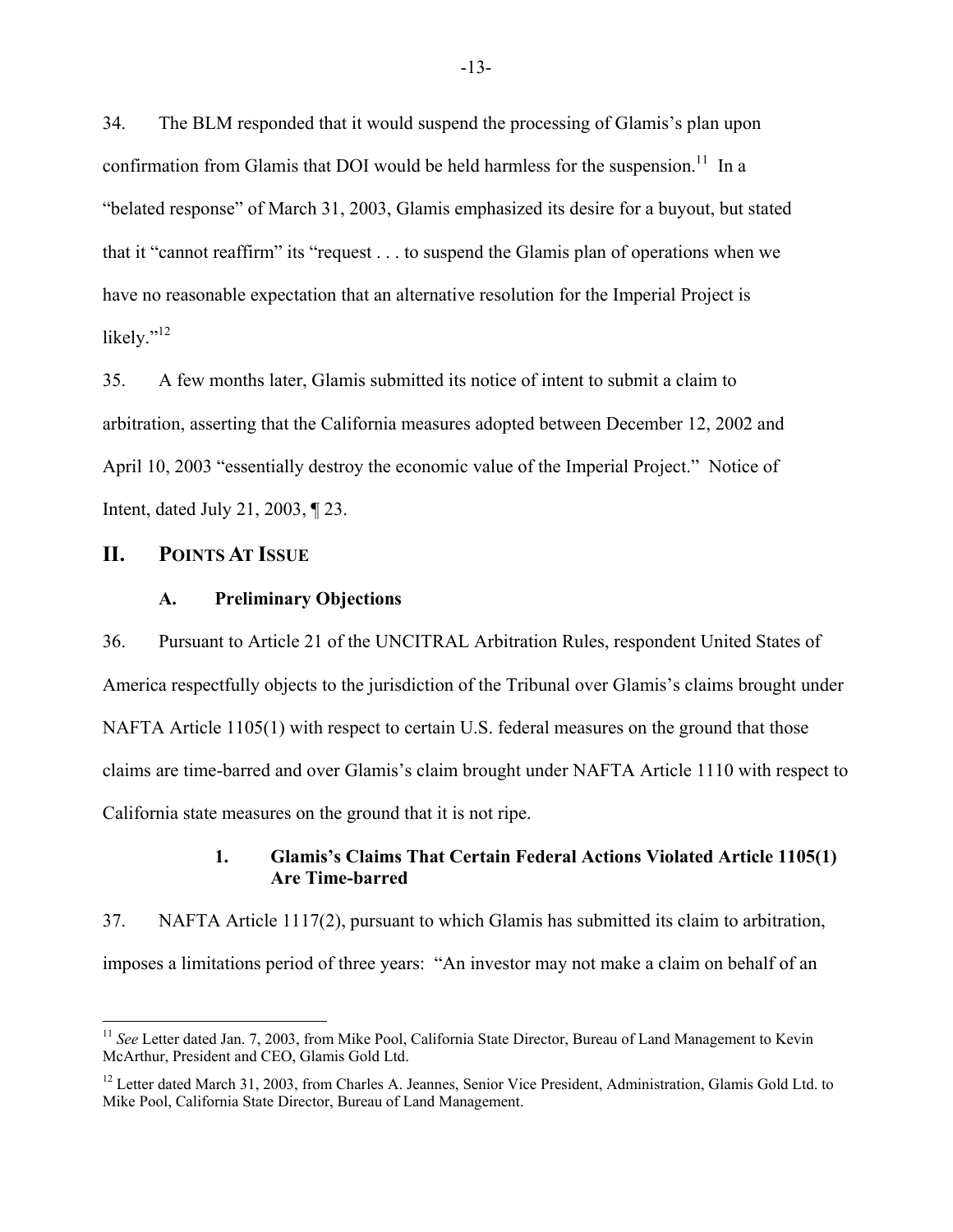34. The BLM responded that it would suspend the processing of Glamis's plan upon confirmation from Glamis that DOI would be held harmless for the suspension.[11] In a "belated response" of March 31, 2003, Glamis emphasized its desire for a buyout, but stated that it "cannot reaffirm" its "request . . . to suspend the Glamis plan of operations when we have no reasonable expectation that an alternative resolution for the Imperial Project is likely."[12]

35. A few months later, Glamis submitted its notice of intent to submit a claim to arbitration, asserting that the California measures adopted between December 12, 2002 and April 10, 2003 "essentially destroy the economic value of the Imperial Project." Notice of Intent, dated July 21, 2003, ¶ 23.

## II. POINTS AT ISSUE

### A. Preliminary Objections

36. Pursuant to Article 21 of the UNCITRAL Arbitration Rules, respondent United States of America respectfully objects to the jurisdiction of the Tribunal over Glamis's claims brought under NAFTA Article 1105(1) with respect to certain U.S. federal measures on the ground that those claims are time-barred and over Glamis's claim brought under NAFTA Article 1110 with respect to California state measures on the ground that it is not ripe.

#### 1. Glamis's Claims That Certain Federal Actions Violated Article 1105(1) Are Time-barred

37. NAFTA Article 1117(2), pursuant to which Glamis has submitted its claim to arbitration, imposes a limitations period of three years: "An investor may not make a claim on behalf of an

---

[11] *See* Letter dated Jan. 7, 2003, from Mike Pool, California State Director, Bureau of Land Management to Kevin McArthur, President and CEO, Glamis Gold Ltd.

[12] Letter dated March 31, 2003, from Charles A. Jeannes, Senior Vice President, Administration, Glamis Gold Ltd. to Mike Pool, California State Director, Bureau of Land Management.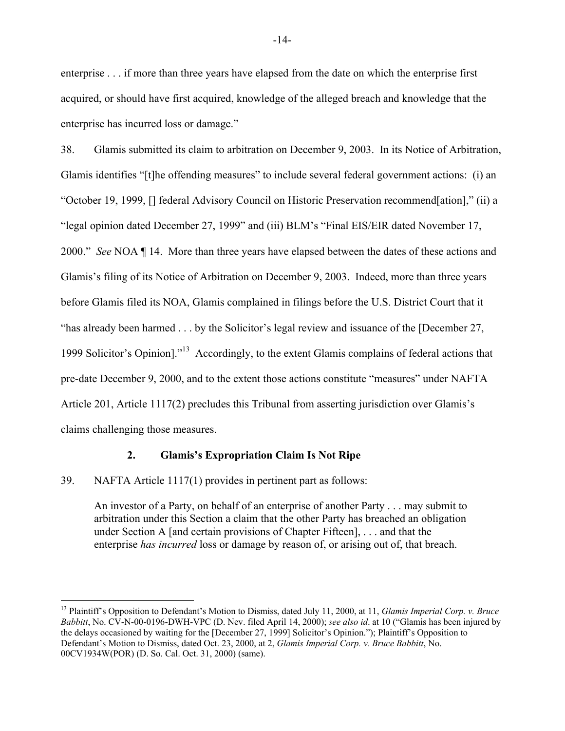enterprise . . . if more than three years have elapsed from the date on which the enterprise first acquired, or should have first acquired, knowledge of the alleged breach and knowledge that the enterprise has incurred loss or damage."

38. Glamis submitted its claim to arbitration on December 9, 2003. In its Notice of Arbitration, Glamis identifies "[t]he offending measures" to include several federal government actions: (i) an "October 19, 1999, [] federal Advisory Council on Historic Preservation recommend[ation]," (ii) a "legal opinion dated December 27, 1999" and (iii) BLM's "Final EIS/EIR dated November 17, 2000." *See* NOA ¶ 14. More than three years have elapsed between the dates of these actions and Glamis's filing of its Notice of Arbitration on December 9, 2003. Indeed, more than three years before Glamis filed its NOA, Glamis complained in filings before the U.S. District Court that it "has already been harmed . . . by the Solicitor's legal review and issuance of the [December 27, 1999 Solicitor's Opinion]."[13] Accordingly, to the extent Glamis complains of federal actions that pre-date December 9, 2000, and to the extent those actions constitute "measures" under NAFTA Article 201, Article 1117(2) precludes this Tribunal from asserting jurisdiction over Glamis's claims challenging those measures.

### 2. Glamis's Expropriation Claim Is Not Ripe

39. NAFTA Article 1117(1) provides in pertinent part as follows:

> An investor of a Party, on behalf of an enterprise of another Party . . . may submit to arbitration under this Section a claim that the other Party has breached an obligation under Section A [and certain provisions of Chapter Fifteen], . . . and that the enterprise *has incurred* loss or damage by reason of, or arising out of, that breach.

---

[13] Plaintiff's Opposition to Defendant's Motion to Dismiss, dated July 11, 2000, at 11, *Glamis Imperial Corp. v. Bruce Babbitt*, No. CV-N-00-0196-DWH-VPC (D. Nev. filed April 14, 2000); *see also id*. at 10 ("Glamis has been injured by the delays occasioned by waiting for the [December 27, 1999] Solicitor's Opinion."); Plaintiff's Opposition to Defendant's Motion to Dismiss, dated Oct. 23, 2000, at 2, *Glamis Imperial Corp. v. Bruce Babbitt*, No. 00CV1934W(POR) (D. So. Cal. Oct. 31, 2000) (same).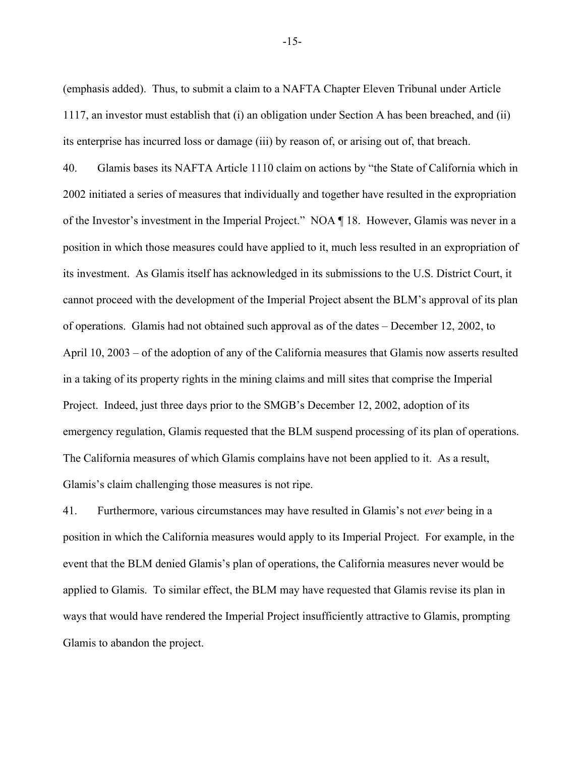(emphasis added). Thus, to submit a claim to a NAFTA Chapter Eleven Tribunal under Article 1117, an investor must establish that (i) an obligation under Section A has been breached, and (ii) its enterprise has incurred loss or damage (iii) by reason of, or arising out of, that breach.

40. Glamis bases its NAFTA Article 1110 claim on actions by "the State of California which in 2002 initiated a series of measures that individually and together have resulted in the expropriation of the Investor's investment in the Imperial Project." NOA ¶ 18. However, Glamis was never in a position in which those measures could have applied to it, much less resulted in an expropriation of its investment. As Glamis itself has acknowledged in its submissions to the U.S. District Court, it cannot proceed with the development of the Imperial Project absent the BLM's approval of its plan of operations. Glamis had not obtained such approval as of the dates – December 12, 2002, to April 10, 2003 – of the adoption of any of the California measures that Glamis now asserts resulted in a taking of its property rights in the mining claims and mill sites that comprise the Imperial Project. Indeed, just three days prior to the SMGB's December 12, 2002, adoption of its emergency regulation, Glamis requested that the BLM suspend processing of its plan of operations. The California measures of which Glamis complains have not been applied to it. As a result, Glamis's claim challenging those measures is not ripe.

41. Furthermore, various circumstances may have resulted in Glamis's not *ever* being in a position in which the California measures would apply to its Imperial Project. For example, in the event that the BLM denied Glamis's plan of operations, the California measures never would be applied to Glamis. To similar effect, the BLM may have requested that Glamis revise its plan in ways that would have rendered the Imperial Project insufficiently attractive to Glamis, prompting Glamis to abandon the project.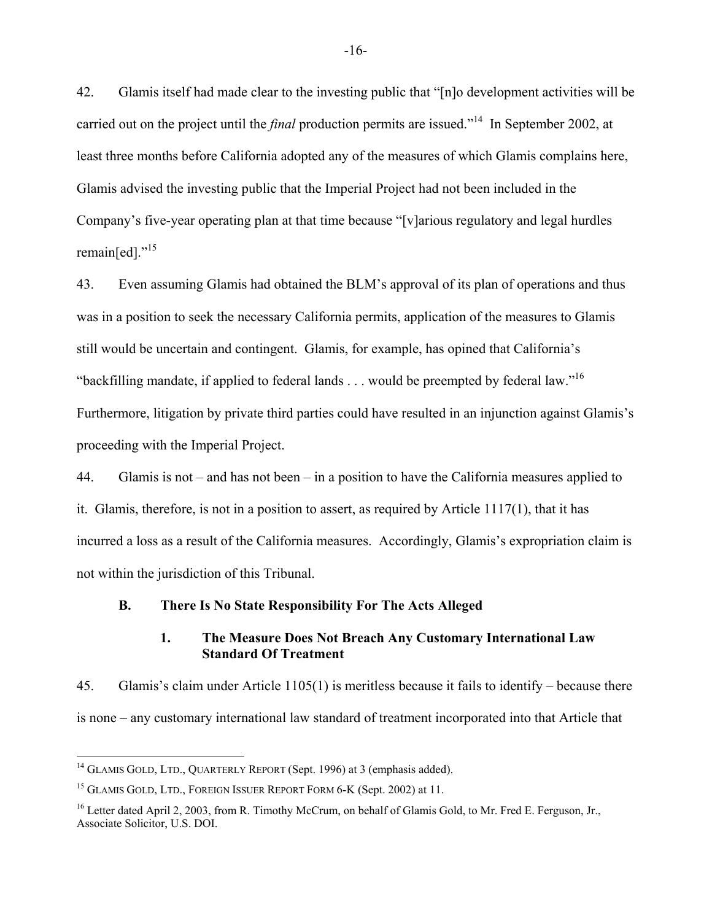42. Glamis itself had made clear to the investing public that "[n]o development activities will be carried out on the project until the *final* production permits are issued."[14] In September 2002, at least three months before California adopted any of the measures of which Glamis complains here, Glamis advised the investing public that the Imperial Project had not been included in the Company's five-year operating plan at that time because "[v]arious regulatory and legal hurdles remain[ed]."[15]

43. Even assuming Glamis had obtained the BLM's approval of its plan of operations and thus was in a position to seek the necessary California permits, application of the measures to Glamis still would be uncertain and contingent. Glamis, for example, has opined that California's "backfilling mandate, if applied to federal lands . . . would be preempted by federal law."[16] Furthermore, litigation by private third parties could have resulted in an injunction against Glamis's proceeding with the Imperial Project.

44. Glamis is not – and has not been – in a position to have the California measures applied to it. Glamis, therefore, is not in a position to assert, as required by Article 1117(1), that it has incurred a loss as a result of the California measures. Accordingly, Glamis's expropriation claim is not within the jurisdiction of this Tribunal.

### B. There Is No State Responsibility For The Acts Alleged

#### 1. The Measure Does Not Breach Any Customary International Law Standard Of Treatment

45. Glamis's claim under Article 1105(1) is meritless because it fails to identify – because there is none – any customary international law standard of treatment incorporated into that Article that

---

[14] GLAMIS GOLD, LTD., QUARTERLY REPORT (Sept. 1996) at 3 (emphasis added).

[15] GLAMIS GOLD, LTD., FOREIGN ISSUER REPORT FORM 6-K (Sept. 2002) at 11.

[16] Letter dated April 2, 2003, from R. Timothy McCrum, on behalf of Glamis Gold, to Mr. Fred E. Ferguson, Jr., Associate Solicitor, U.S. DOI.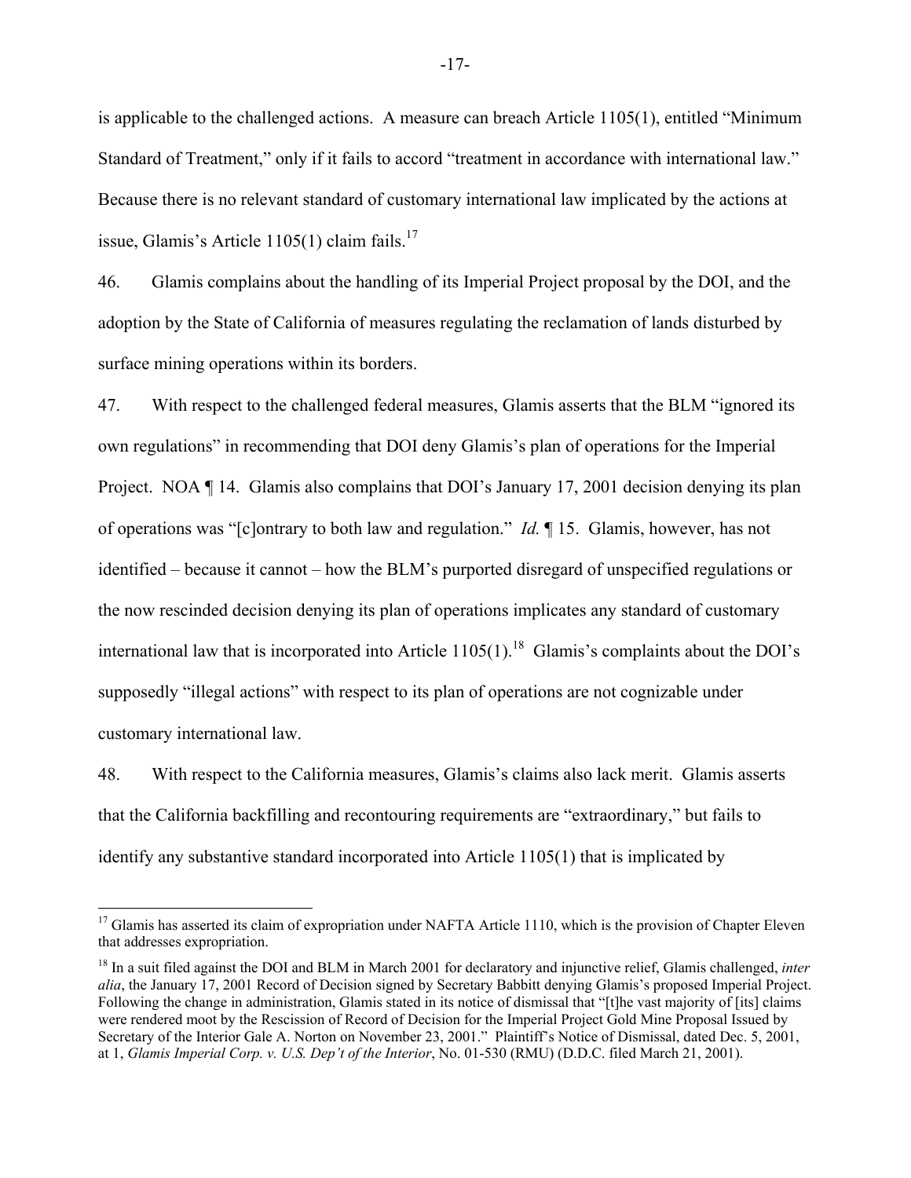is applicable to the challenged actions. A measure can breach Article 1105(1), entitled "Minimum Standard of Treatment," only if it fails to accord "treatment in accordance with international law." Because there is no relevant standard of customary international law implicated by the actions at issue, Glamis's Article 1105(1) claim fails.[17]

46. Glamis complains about the handling of its Imperial Project proposal by the DOI, and the adoption by the State of California of measures regulating the reclamation of lands disturbed by surface mining operations within its borders.

47. With respect to the challenged federal measures, Glamis asserts that the BLM "ignored its own regulations" in recommending that DOI deny Glamis's plan of operations for the Imperial Project. NOA ¶ 14. Glamis also complains that DOI's January 17, 2001 decision denying its plan of operations was "[c]ontrary to both law and regulation." *Id.* ¶ 15. Glamis, however, has not identified – because it cannot – how the BLM's purported disregard of unspecified regulations or the now rescinded decision denying its plan of operations implicates any standard of customary international law that is incorporated into Article 1105(1).[18] Glamis's complaints about the DOI's supposedly "illegal actions" with respect to its plan of operations are not cognizable under customary international law.

48. With respect to the California measures, Glamis's claims also lack merit. Glamis asserts that the California backfilling and recontouring requirements are "extraordinary," but fails to identify any substantive standard incorporated into Article 1105(1) that is implicated by

---

[17] Glamis has asserted its claim of expropriation under NAFTA Article 1110, which is the provision of Chapter Eleven that addresses expropriation.

[18] In a suit filed against the DOI and BLM in March 2001 for declaratory and injunctive relief, Glamis challenged, *inter alia*, the January 17, 2001 Record of Decision signed by Secretary Babbitt denying Glamis's proposed Imperial Project. Following the change in administration, Glamis stated in its notice of dismissal that "[t]he vast majority of [its] claims were rendered moot by the Rescission of Record of Decision for the Imperial Project Gold Mine Proposal Issued by Secretary of the Interior Gale A. Norton on November 23, 2001." Plaintiff's Notice of Dismissal, dated Dec. 5, 2001, at 1, *Glamis Imperial Corp. v. U.S. Dep't of the Interior*, No. 01-530 (RMU) (D.D.C. filed March 21, 2001).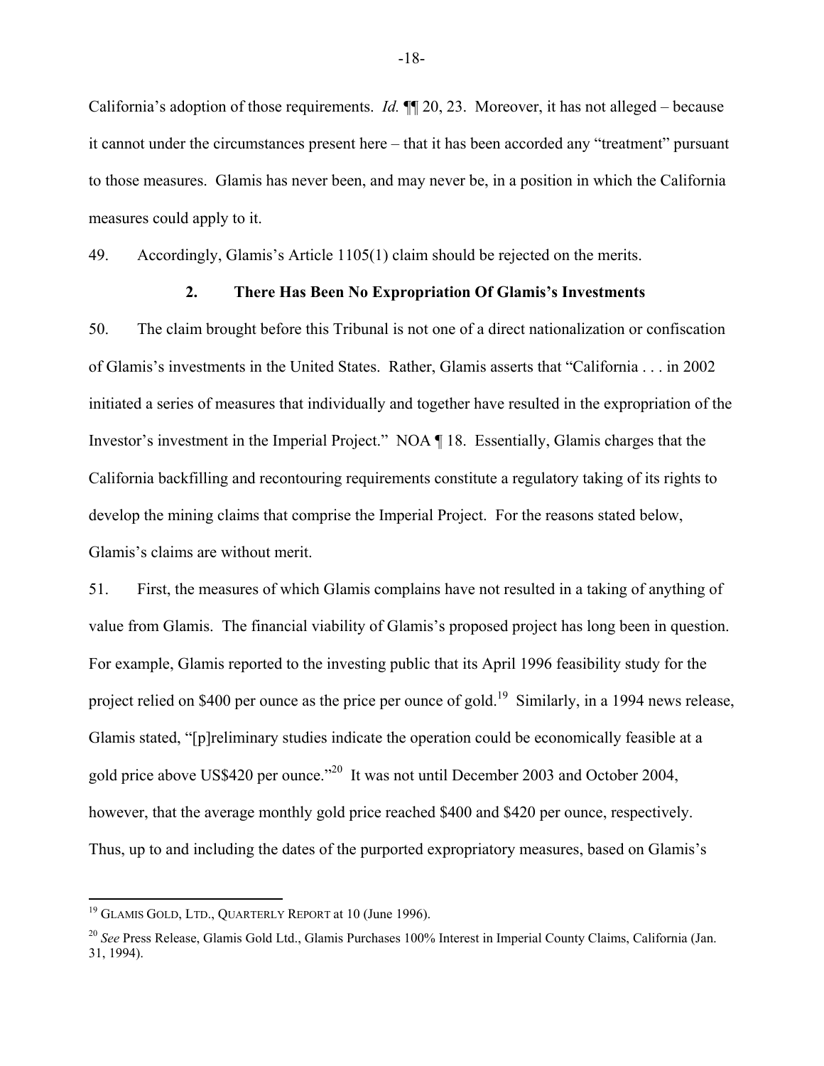California's adoption of those requirements. *Id.* ¶¶ 20, 23. Moreover, it has not alleged – because it cannot under the circumstances present here – that it has been accorded any "treatment" pursuant to those measures. Glamis has never been, and may never be, in a position in which the California measures could apply to it.

49. Accordingly, Glamis's Article 1105(1) claim should be rejected on the merits.

### 2. There Has Been No Expropriation Of Glamis's Investments

50. The claim brought before this Tribunal is not one of a direct nationalization or confiscation of Glamis's investments in the United States. Rather, Glamis asserts that "California . . . in 2002 initiated a series of measures that individually and together have resulted in the expropriation of the Investor's investment in the Imperial Project." NOA ¶ 18. Essentially, Glamis charges that the California backfilling and recontouring requirements constitute a regulatory taking of its rights to develop the mining claims that comprise the Imperial Project. For the reasons stated below, Glamis's claims are without merit.

51. First, the measures of which Glamis complains have not resulted in a taking of anything of value from Glamis. The financial viability of Glamis's proposed project has long been in question. For example, Glamis reported to the investing public that its April 1996 feasibility study for the project relied on \$400 per ounce as the price per ounce of gold.[19] Similarly, in a 1994 news release, Glamis stated, "[p]reliminary studies indicate the operation could be economically feasible at a gold price above US\$420 per ounce."[20] It was not until December 2003 and October 2004, however, that the average monthly gold price reached \$400 and \$420 per ounce, respectively. Thus, up to and including the dates of the purported expropriatory measures, based on Glamis's

---

[19] GLAMIS GOLD, LTD., QUARTERLY REPORT at 10 (June 1996).

[20] *See* Press Release, Glamis Gold Ltd., Glamis Purchases 100% Interest in Imperial County Claims, California (Jan. 31, 1994).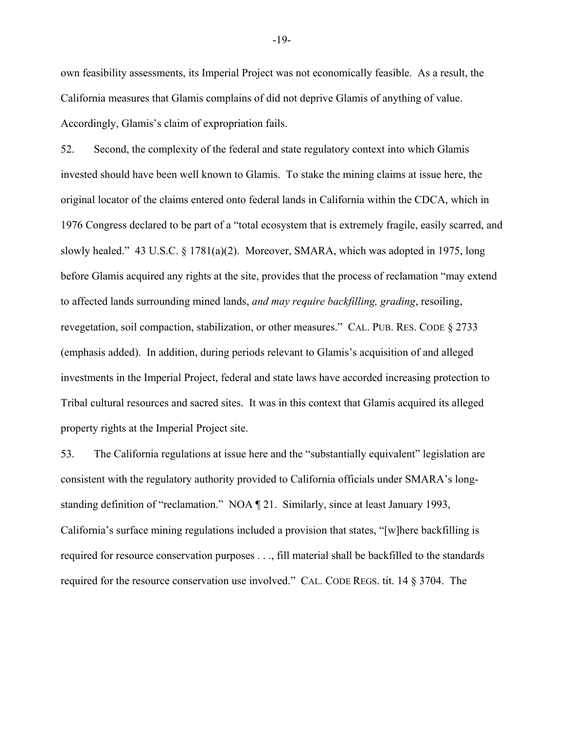own feasibility assessments, its Imperial Project was not economically feasible. As a result, the California measures that Glamis complains of did not deprive Glamis of anything of value. Accordingly, Glamis's claim of expropriation fails.

52. Second, the complexity of the federal and state regulatory context into which Glamis invested should have been well known to Glamis. To stake the mining claims at issue here, the original locator of the claims entered onto federal lands in California within the CDCA, which in 1976 Congress declared to be part of a "total ecosystem that is extremely fragile, easily scarred, and slowly healed." 43 U.S.C. § 1781(a)(2). Moreover, SMARA, which was adopted in 1975, long before Glamis acquired any rights at the site, provides that the process of reclamation "may extend to affected lands surrounding mined lands, *and may require backfilling, grading*, resoiling, revegetation, soil compaction, stabilization, or other measures." CAL. PUB. RES. CODE § 2733 (emphasis added). In addition, during periods relevant to Glamis's acquisition of and alleged investments in the Imperial Project, federal and state laws have accorded increasing protection to Tribal cultural resources and sacred sites. It was in this context that Glamis acquired its alleged property rights at the Imperial Project site.

53. The California regulations at issue here and the "substantially equivalent" legislation are consistent with the regulatory authority provided to California officials under SMARA's long-standing definition of "reclamation." NOA ¶ 21. Similarly, since at least January 1993, California's surface mining regulations included a provision that states, "[w]here backfilling is required for resource conservation purposes . . ., fill material shall be backfilled to the standards required for the resource conservation use involved." CAL. CODE REGS. tit. 14 § 3704. The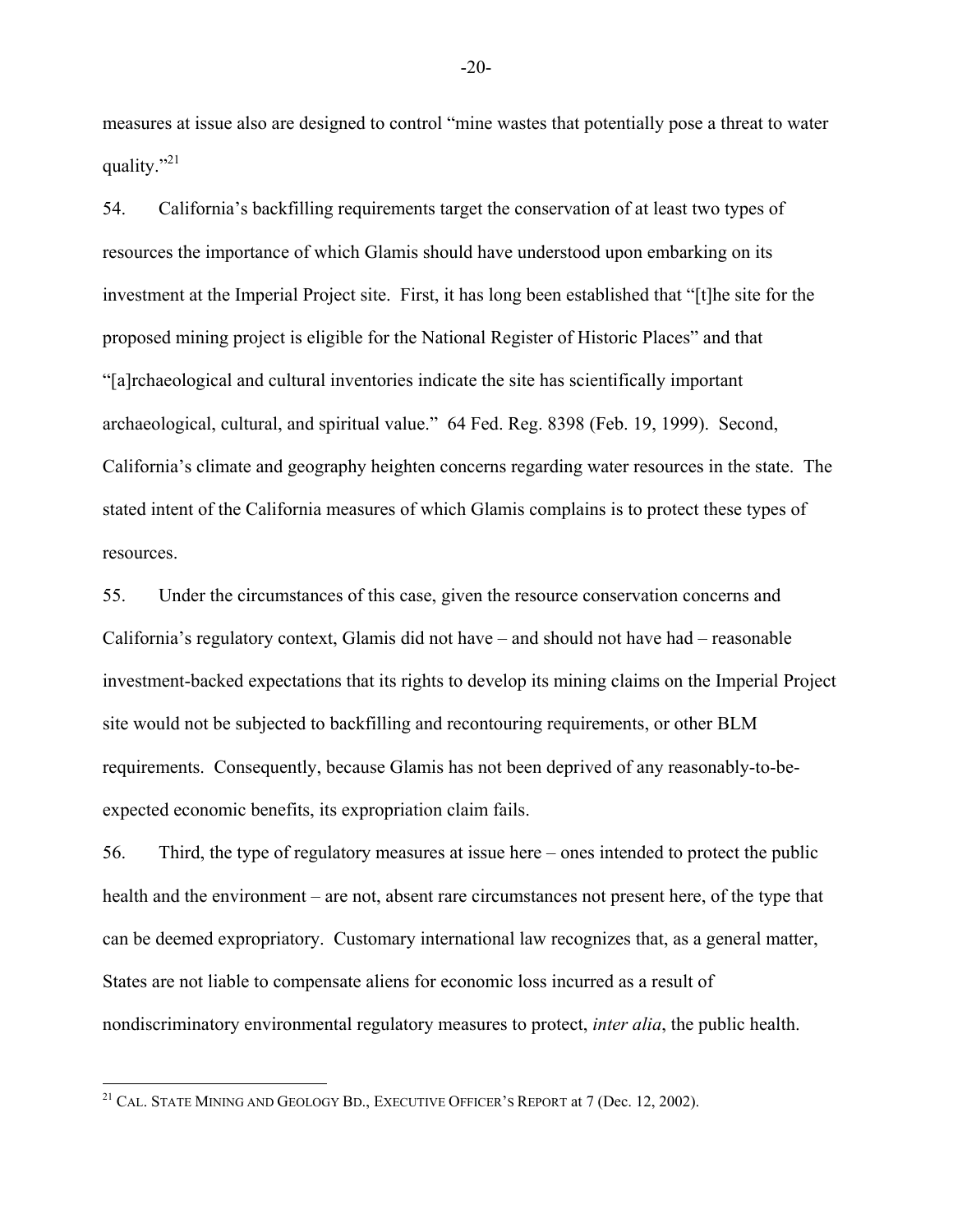measures at issue also are designed to control "mine wastes that potentially pose a threat to water quality."[21]

54. California's backfilling requirements target the conservation of at least two types of resources the importance of which Glamis should have understood upon embarking on its investment at the Imperial Project site. First, it has long been established that "[t]he site for the proposed mining project is eligible for the National Register of Historic Places" and that "[a]rchaeological and cultural inventories indicate the site has scientifically important archaeological, cultural, and spiritual value." 64 Fed. Reg. 8398 (Feb. 19, 1999). Second, California's climate and geography heighten concerns regarding water resources in the state. The stated intent of the California measures of which Glamis complains is to protect these types of resources.

55. Under the circumstances of this case, given the resource conservation concerns and California's regulatory context, Glamis did not have – and should not have had – reasonable investment-backed expectations that its rights to develop its mining claims on the Imperial Project site would not be subjected to backfilling and recontouring requirements, or other BLM requirements. Consequently, because Glamis has not been deprived of any reasonably-to-be-expected economic benefits, its expropriation claim fails.

56. Third, the type of regulatory measures at issue here – ones intended to protect the public health and the environment – are not, absent rare circumstances not present here, of the type that can be deemed expropriatory. Customary international law recognizes that, as a general matter, States are not liable to compensate aliens for economic loss incurred as a result of nondiscriminatory environmental regulatory measures to protect, *inter alia*, the public health.

---

[21] CAL. STATE MINING AND GEOLOGY BD., EXECUTIVE OFFICER'S REPORT at 7 (Dec. 12, 2002).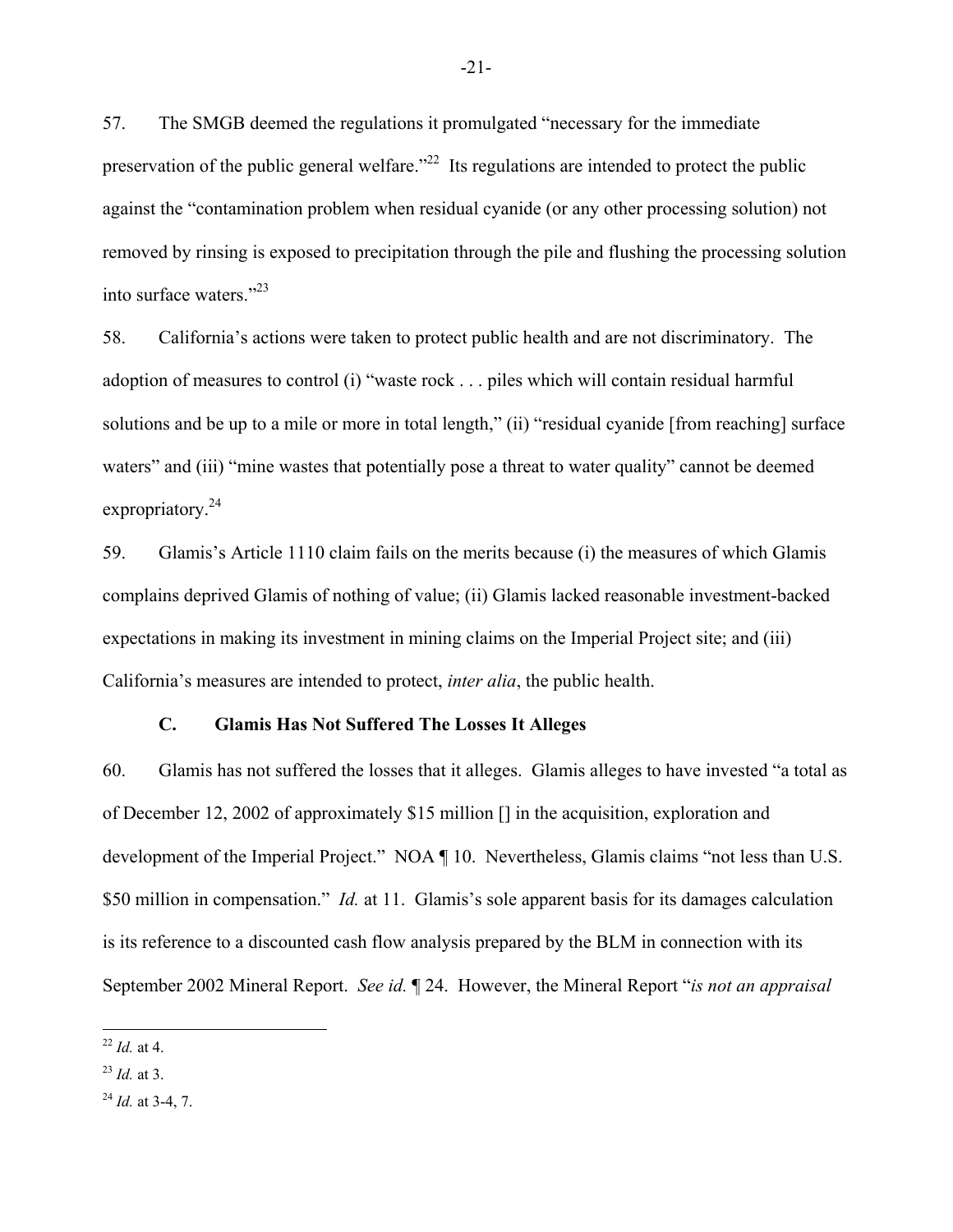57. The SMGB deemed the regulations it promulgated "necessary for the immediate preservation of the public general welfare."[22] Its regulations are intended to protect the public against the "contamination problem when residual cyanide (or any other processing solution) not removed by rinsing is exposed to precipitation through the pile and flushing the processing solution into surface waters."[23]

58. California's actions were taken to protect public health and are not discriminatory. The adoption of measures to control (i) "waste rock . . . piles which will contain residual harmful solutions and be up to a mile or more in total length," (ii) "residual cyanide [from reaching] surface waters" and (iii) "mine wastes that potentially pose a threat to water quality" cannot be deemed expropriatory.[24]

59. Glamis's Article 1110 claim fails on the merits because (i) the measures of which Glamis complains deprived Glamis of nothing of value; (ii) Glamis lacked reasonable investment-backed expectations in making its investment in mining claims on the Imperial Project site; and (iii) California's measures are intended to protect, *inter alia*, the public health.

### C. Glamis Has Not Suffered The Losses It Alleges

60. Glamis has not suffered the losses that it alleges. Glamis alleges to have invested "a total as of December 12, 2002 of approximately $15 million [] in the acquisition, exploration and development of the Imperial Project." NOA ¶ 10. Nevertheless, Glamis claims "not less than U.S. $50 million in compensation." *Id.* at 11. Glamis's sole apparent basis for its damages calculation is its reference to a discounted cash flow analysis prepared by the BLM in connection with its September 2002 Mineral Report. *See id.* ¶ 24. However, the Mineral Report "*is not an appraisal*

---

[22] *Id.* at 4.

[23] *Id.* at 3.

[24] *Id.* at 3-4, 7.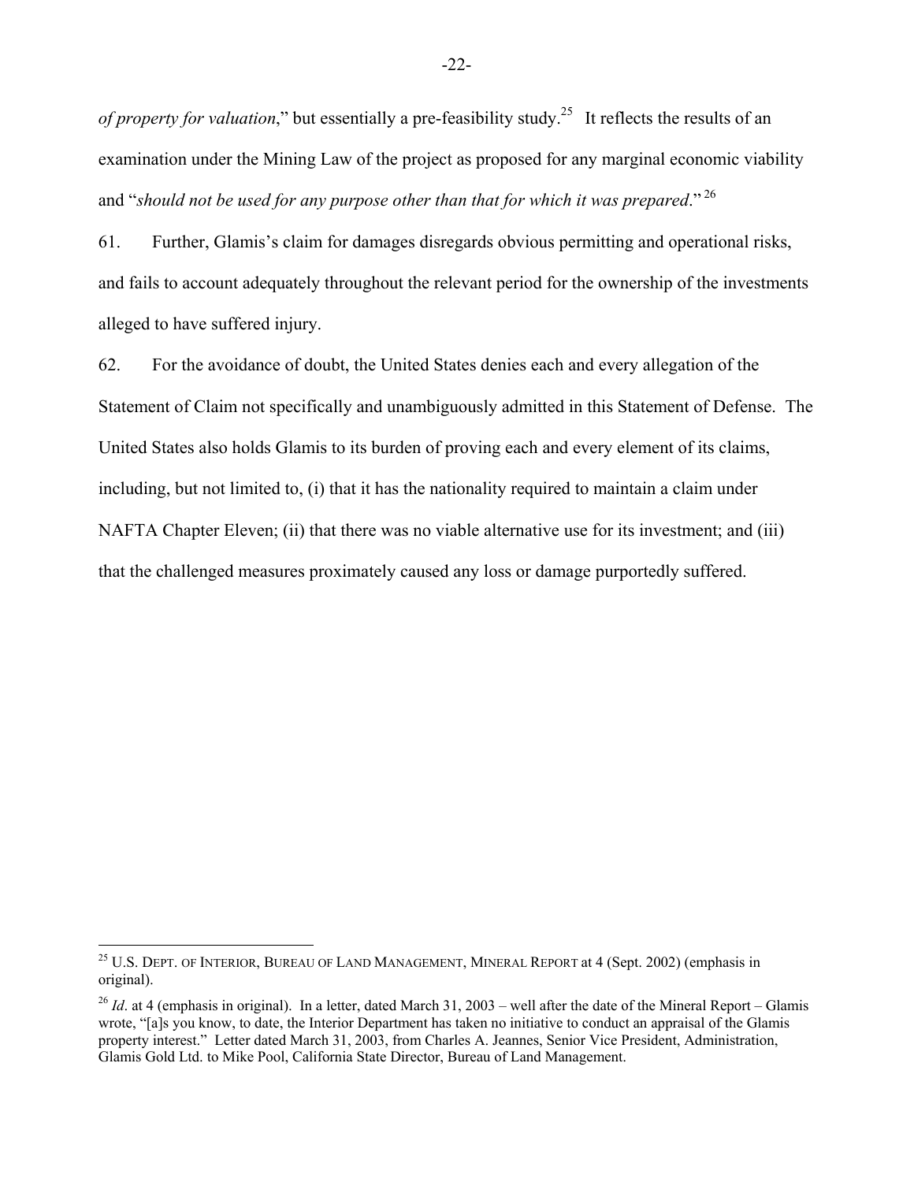*of property for valuation*," but essentially a pre-feasibility study.[25] It reflects the results of an examination under the Mining Law of the project as proposed for any marginal economic viability and "*should not be used for any purpose other than that for which it was prepared*."[26]

61. Further, Glamis's claim for damages disregards obvious permitting and operational risks, and fails to account adequately throughout the relevant period for the ownership of the investments alleged to have suffered injury.

62. For the avoidance of doubt, the United States denies each and every allegation of the Statement of Claim not specifically and unambiguously admitted in this Statement of Defense. The United States also holds Glamis to its burden of proving each and every element of its claims, including, but not limited to, (i) that it has the nationality required to maintain a claim under NAFTA Chapter Eleven; (ii) that there was no viable alternative use for its investment; and (iii) that the challenged measures proximately caused any loss or damage purportedly suffered.

---

[25] U.S. DEPT. OF INTERIOR, BUREAU OF LAND MANAGEMENT, MINERAL REPORT at 4 (Sept. 2002) (emphasis in original).

[26] *Id*. at 4 (emphasis in original). In a letter, dated March 31, 2003 – well after the date of the Mineral Report – Glamis wrote, "[a]s you know, to date, the Interior Department has taken no initiative to conduct an appraisal of the Glamis property interest." Letter dated March 31, 2003, from Charles A. Jeannes, Senior Vice President, Administration, Glamis Gold Ltd. to Mike Pool, California State Director, Bureau of Land Management.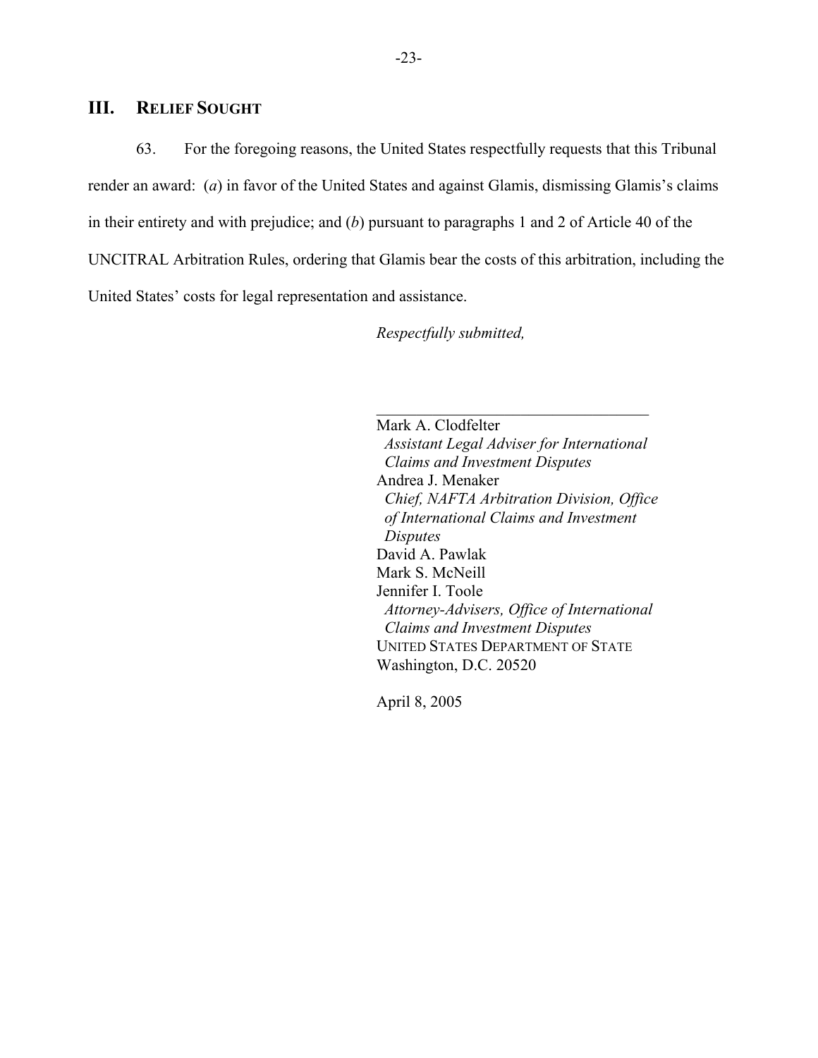## III. RELIEF SOUGHT

63. For the foregoing reasons, the United States respectfully requests that this Tribunal render an award: (*a*) in favor of the United States and against Glamis, dismissing Glamis's claims in their entirety and with prejudice; and (*b*) pursuant to paragraphs 1 and 2 of Article 40 of the UNCITRAL Arbitration Rules, ordering that Glamis bear the costs of this arbitration, including the United States' costs for legal representation and assistance.

*Respectfully submitted,*

\_\_\_\_\_\_\_\_\_\_\_\_\_\_\_\_\_\_\_\_\_\_\_\_\_\_\_\_\_\_\_\_\_\_

Mark A. Clodfelter
*Assistant Legal Adviser for International Claims and Investment Disputes*
Andrea J. Menaker
*Chief, NAFTA Arbitration Division, Office of International Claims and Investment Disputes*
David A. Pawlak
Mark S. McNeill
Jennifer I. Toole
*Attorney-Advisers, Office of International Claims and Investment Disputes*
UNITED STATES DEPARTMENT OF STATE
Washington, D.C. 20520

April 8, 2005